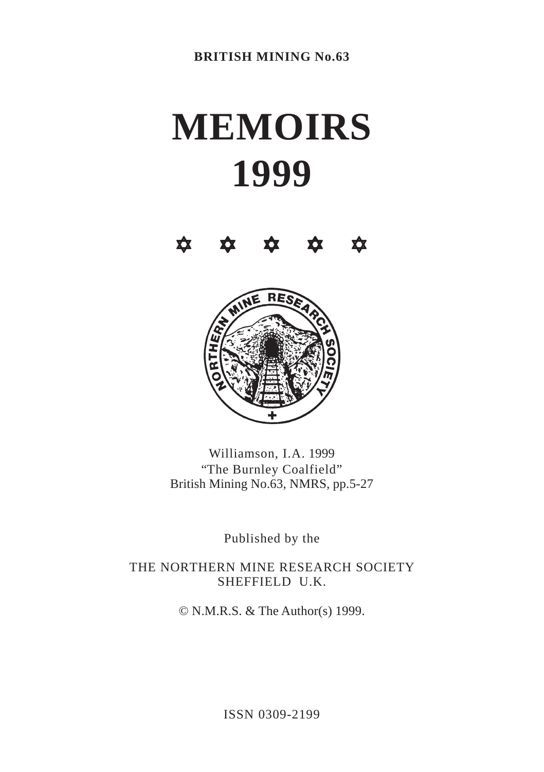**BRITISH MINING No.63**

# MEMOIRS
# 1999

✡ ✡ ✡ ✡ ✡

Williamson, I.A. 1999
"The Burnley Coalfield"
British Mining No.63, NMRS, pp.5-27

Published by the

THE NORTHERN MINE RESEARCH SOCIETY
SHEFFIELD U.K.

© N.M.R.S. & The Author(s) 1999.

ISSN 0309-2199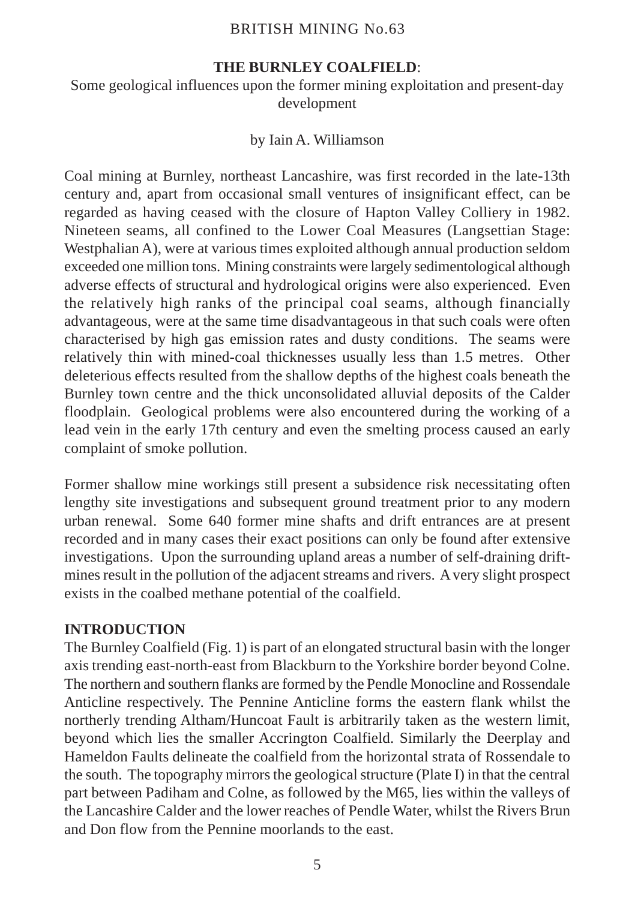BRITISH MINING No.63

**THE BURNLEY COALFIELD**:

Some geological influences upon the former mining exploitation and present-day development

by Iain A. Williamson

Coal mining at Burnley, northeast Lancashire, was first recorded in the late-13th century and, apart from occasional small ventures of insignificant effect, can be regarded as having ceased with the closure of Hapton Valley Colliery in 1982. Nineteen seams, all confined to the Lower Coal Measures (Langsettian Stage: Westphalian A), were at various times exploited although annual production seldom exceeded one million tons. Mining constraints were largely sedimentological although adverse effects of structural and hydrological origins were also experienced. Even the relatively high ranks of the principal coal seams, although financially advantageous, were at the same time disadvantageous in that such coals were often characterised by high gas emission rates and dusty conditions. The seams were relatively thin with mined-coal thicknesses usually less than 1.5 metres. Other deleterious effects resulted from the shallow depths of the highest coals beneath the Burnley town centre and the thick unconsolidated alluvial deposits of the Calder floodplain. Geological problems were also encountered during the working of a lead vein in the early 17th century and even the smelting process caused an early complaint of smoke pollution.

Former shallow mine workings still present a subsidence risk necessitating often lengthy site investigations and subsequent ground treatment prior to any modern urban renewal. Some 640 former mine shafts and drift entrances are at present recorded and in many cases their exact positions can only be found after extensive investigations. Upon the surrounding upland areas a number of self-draining drift-mines result in the pollution of the adjacent streams and rivers. A very slight prospect exists in the coalbed methane potential of the coalfield.

## INTRODUCTION

The Burnley Coalfield (Fig. 1) is part of an elongated structural basin with the longer axis trending east-north-east from Blackburn to the Yorkshire border beyond Colne. The northern and southern flanks are formed by the Pendle Monocline and Rossendale Anticline respectively. The Pennine Anticline forms the eastern flank whilst the northerly trending Altham/Huncoat Fault is arbitrarily taken as the western limit, beyond which lies the smaller Accrington Coalfield. Similarly the Deerplay and Hameldon Faults delineate the coalfield from the horizontal strata of Rossendale to the south. The topography mirrors the geological structure (Plate I) in that the central part between Padiham and Colne, as followed by the M65, lies within the valleys of the Lancashire Calder and the lower reaches of Pendle Water, whilst the Rivers Brun and Don flow from the Pennine moorlands to the east.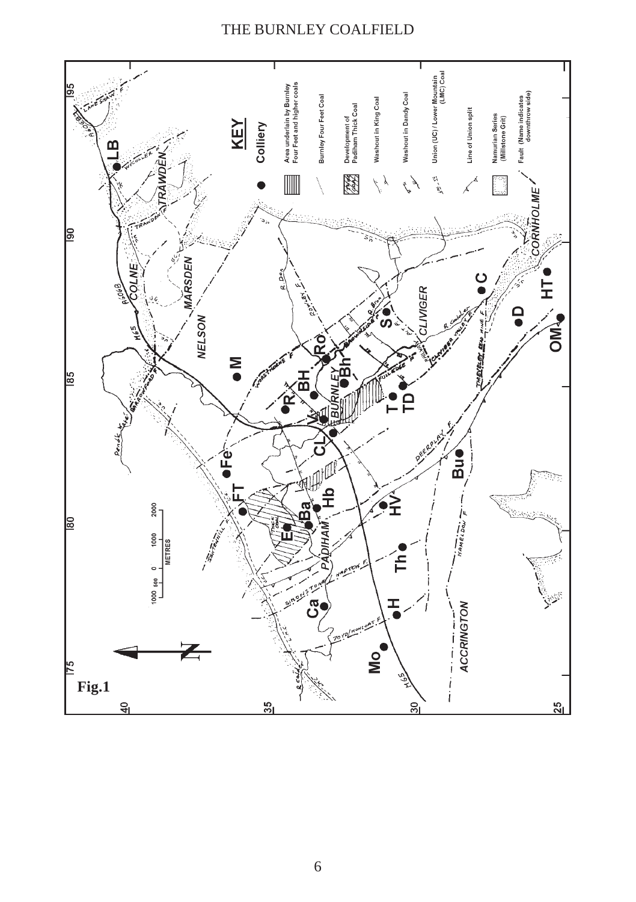**Fig.1**

**KEY**

- Colliery
- Area underlain by Burnley Four Feet and higher coals
- Burnley Four Feet Coal
- Development of Padiham Thick Coal
- Washout in King Coal
- Washout in Dandy Coal
- Union (UC) / Lower Mountain (LMC) Coal
- Line of Union split
- Namurian Series (Millstone Grit)
- Fault (Name indicates downthrow side)

METRES: 1000 500 0 1000 2000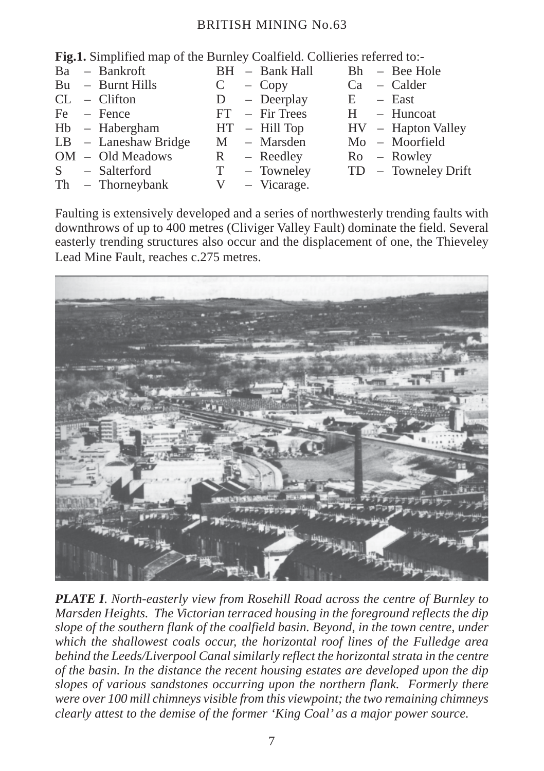**Fig.1.** Simplified map of the Burnley Coalfield. Collieries referred to:-

| | | | | | |
|---|---|---|---|---|---|
| Ba | – Bankroft | BH | – Bank Hall | Bh | – Bee Hole |
| Bu | – Burnt Hills | C | – Copy | Ca | – Calder |
| CL | – Clifton | D | – Deerplay | E | – East |
| Fe | – Fence | FT | – Fir Trees | H | – Huncoat |
| Hb | – Habergham | HT | – Hill Top | HV | – Hapton Valley |
| LB | – Laneshaw Bridge | M | – Marsden | Mo | – Moorfield |
| OM | – Old Meadows | R | – Reedley | Ro | – Rowley |
| S | – Salterford | T | – Towneley | TD | – Towneley Drift |
| Th | – Thorneybank | V | – Vicarage. | | |

Faulting is extensively developed and a series of northwesterly trending faults with downthrows of up to 400 metres (Cliviger Valley Fault) dominate the field. Several easterly trending structures also occur and the displacement of one, the Thieveley Lead Mine Fault, reaches c.275 metres.

***PLATE I**. North-easterly view from Rosehill Road across the centre of Burnley to Marsden Heights. The Victorian terraced housing in the foreground reflects the dip slope of the southern flank of the coalfield basin. Beyond, in the town centre, under which the shallowest coals occur, the horizontal roof lines of the Fulledge area behind the Leeds/Liverpool Canal similarly reflect the horizontal strata in the centre of the basin. In the distance the recent housing estates are developed upon the dip slopes of various sandstones occurring upon the northern flank. Formerly there were over 100 mill chimneys visible from this viewpoint; the two remaining chimneys clearly attest to the demise of the former 'King Coal' as a major power source.*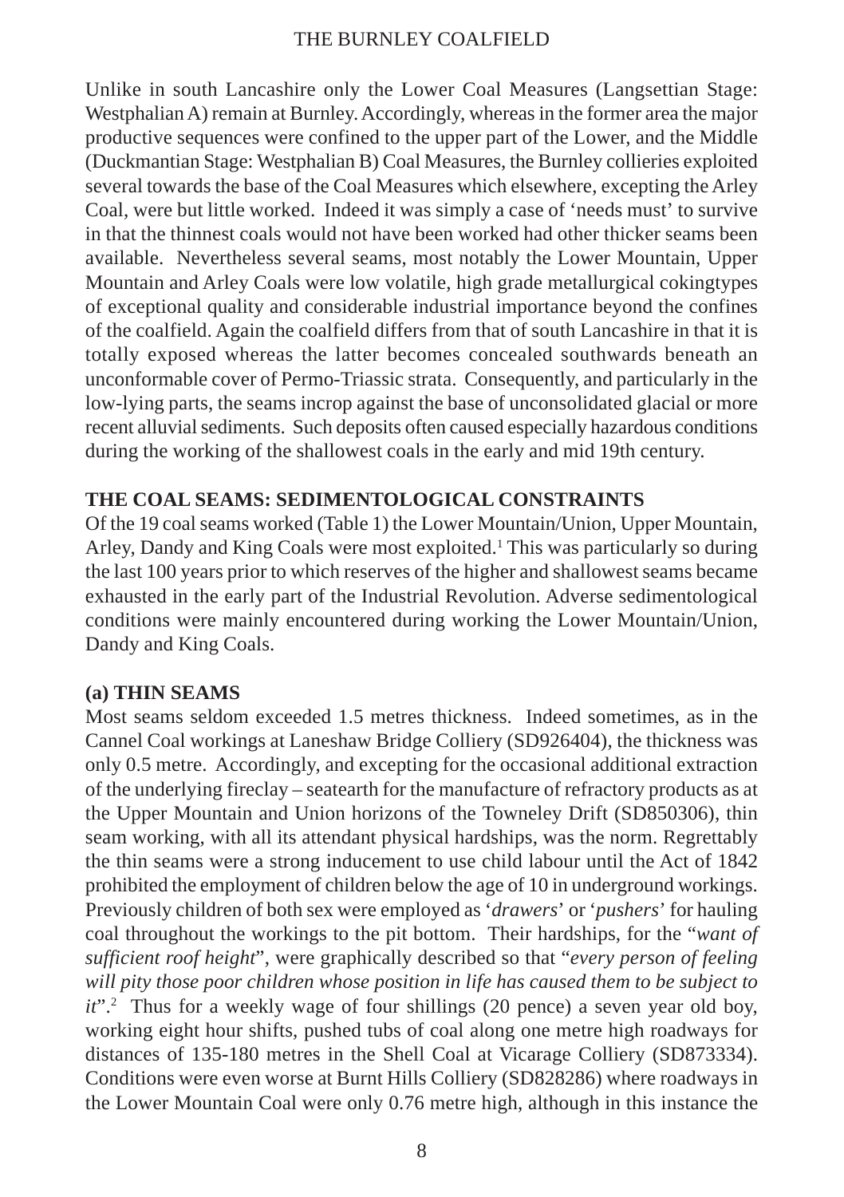Unlike in south Lancashire only the Lower Coal Measures (Langsettian Stage: Westphalian A) remain at Burnley. Accordingly, whereas in the former area the major productive sequences were confined to the upper part of the Lower, and the Middle (Duckmantian Stage: Westphalian B) Coal Measures, the Burnley collieries exploited several towards the base of the Coal Measures which elsewhere, excepting the Arley Coal, were but little worked. Indeed it was simply a case of 'needs must' to survive in that the thinnest coals would not have been worked had other thicker seams been available. Nevertheless several seams, most notably the Lower Mountain, Upper Mountain and Arley Coals were low volatile, high grade metallurgical cokingtypes of exceptional quality and considerable industrial importance beyond the confines of the coalfield. Again the coalfield differs from that of south Lancashire in that it is totally exposed whereas the latter becomes concealed southwards beneath an unconformable cover of Permo-Triassic strata. Consequently, and particularly in the low-lying parts, the seams incrop against the base of unconsolidated glacial or more recent alluvial sediments. Such deposits often caused especially hazardous conditions during the working of the shallowest coals in the early and mid 19th century.

## THE COAL SEAMS: SEDIMENTOLOGICAL CONSTRAINTS

Of the 19 coal seams worked (Table 1) the Lower Mountain/Union, Upper Mountain, Arley, Dandy and King Coals were most exploited.[1] This was particularly so during the last 100 years prior to which reserves of the higher and shallowest seams became exhausted in the early part of the Industrial Revolution. Adverse sedimentological conditions were mainly encountered during working the Lower Mountain/Union, Dandy and King Coals.

### (a) THIN SEAMS

Most seams seldom exceeded 1.5 metres thickness. Indeed sometimes, as in the Cannel Coal workings at Laneshaw Bridge Colliery (SD926404), the thickness was only 0.5 metre. Accordingly, and excepting for the occasional additional extraction of the underlying fireclay – seatearth for the manufacture of refractory products as at the Upper Mountain and Union horizons of the Towneley Drift (SD850306), thin seam working, with all its attendant physical hardships, was the norm. Regrettably the thin seams were a strong inducement to use child labour until the Act of 1842 prohibited the employment of children below the age of 10 in underground workings. Previously children of both sex were employed as '*drawers*' or '*pushers*' for hauling coal throughout the workings to the pit bottom. Their hardships, for the "*want of sufficient roof height*", were graphically described so that "*every person of feeling will pity those poor children whose position in life has caused them to be subject to it*".[2] Thus for a weekly wage of four shillings (20 pence) a seven year old boy, working eight hour shifts, pushed tubs of coal along one metre high roadways for distances of 135-180 metres in the Shell Coal at Vicarage Colliery (SD873334). Conditions were even worse at Burnt Hills Colliery (SD828286) where roadways in the Lower Mountain Coal were only 0.76 metre high, although in this instance the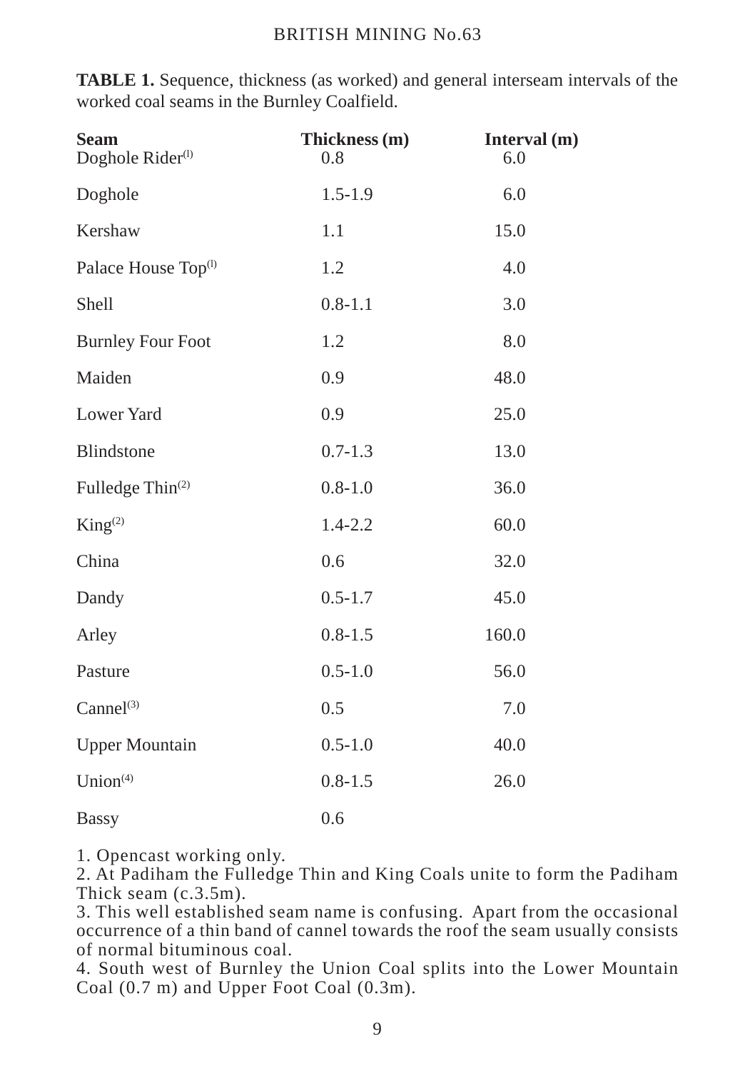**TABLE 1.** Sequence, thickness (as worked) and general interseam intervals of the worked coal seams in the Burnley Coalfield.

| Seam | Thickness (m) | Interval (m) |
|---|---|---|
| Doghole Rider[1] | 0.8 | 6.0 |
| Doghole | 1.5-1.9 | 6.0 |
| Kershaw | 1.1 | 15.0 |
| Palace House Top[1] | 1.2 | 4.0 |
| Shell | 0.8-1.1 | 3.0 |
| Burnley Four Foot | 1.2 | 8.0 |
| Maiden | 0.9 | 48.0 |
| Lower Yard | 0.9 | 25.0 |
| Blindstone | 0.7-1.3 | 13.0 |
| Fulledge Thin[2] | 0.8-1.0 | 36.0 |
| King[2] | 1.4-2.2 | 60.0 |
| China | 0.6 | 32.0 |
| Dandy | 0.5-1.7 | 45.0 |
| Arley | 0.8-1.5 | 160.0 |
| Pasture | 0.5-1.0 | 56.0 |
| Cannel[3] | 0.5 | 7.0 |
| Upper Mountain | 0.5-1.0 | 40.0 |
| Union[4] | 0.8-1.5 | 26.0 |
| Bassy | 0.6 | |

1. Opencast working only.
2. At Padiham the Fulledge Thin and King Coals unite to form the Padiham Thick seam (c.3.5m).
3. This well established seam name is confusing. Apart from the occasional occurrence of a thin band of cannel towards the roof the seam usually consists of normal bituminous coal.
4. South west of Burnley the Union Coal splits into the Lower Mountain Coal (0.7 m) and Upper Foot Coal (0.3m).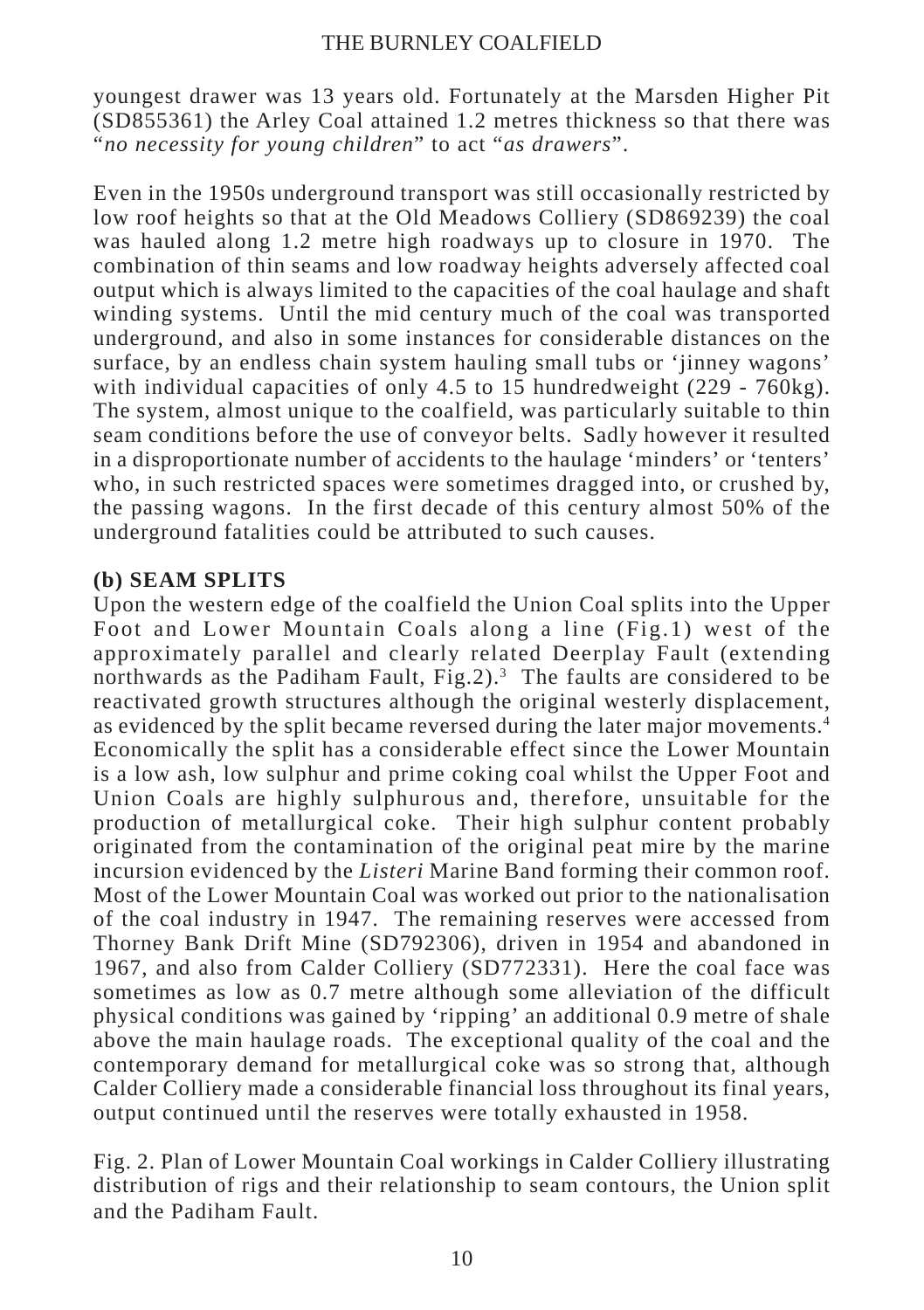youngest drawer was 13 years old. Fortunately at the Marsden Higher Pit (SD855361) the Arley Coal attained 1.2 metres thickness so that there was "*no necessity for young children*" to act "*as drawers*".

Even in the 1950s underground transport was still occasionally restricted by low roof heights so that at the Old Meadows Colliery (SD869239) the coal was hauled along 1.2 metre high roadways up to closure in 1970. The combination of thin seams and low roadway heights adversely affected coal output which is always limited to the capacities of the coal haulage and shaft winding systems. Until the mid century much of the coal was transported underground, and also in some instances for considerable distances on the surface, by an endless chain system hauling small tubs or 'jinney wagons' with individual capacities of only 4.5 to 15 hundredweight (229 - 760kg). The system, almost unique to the coalfield, was particularly suitable to thin seam conditions before the use of conveyor belts. Sadly however it resulted in a disproportionate number of accidents to the haulage 'minders' or 'tenters' who, in such restricted spaces were sometimes dragged into, or crushed by, the passing wagons. In the first decade of this century almost 50% of the underground fatalities could be attributed to such causes.

**(b) SEAM SPLITS**

Upon the western edge of the coalfield the Union Coal splits into the Upper Foot and Lower Mountain Coals along a line (Fig.1) west of the approximately parallel and clearly related Deerplay Fault (extending northwards as the Padiham Fault, Fig.2).[3] The faults are considered to be reactivated growth structures although the original westerly displacement, as evidenced by the split became reversed during the later major movements.[4] Economically the split has a considerable effect since the Lower Mountain is a low ash, low sulphur and prime coking coal whilst the Upper Foot and Union Coals are highly sulphurous and, therefore, unsuitable for the production of metallurgical coke. Their high sulphur content probably originated from the contamination of the original peat mire by the marine incursion evidenced by the *Listeri* Marine Band forming their common roof. Most of the Lower Mountain Coal was worked out prior to the nationalisation of the coal industry in 1947. The remaining reserves were accessed from Thorney Bank Drift Mine (SD792306), driven in 1954 and abandoned in 1967, and also from Calder Colliery (SD772331). Here the coal face was sometimes as low as 0.7 metre although some alleviation of the difficult physical conditions was gained by 'ripping' an additional 0.9 metre of shale above the main haulage roads. The exceptional quality of the coal and the contemporary demand for metallurgical coke was so strong that, although Calder Colliery made a considerable financial loss throughout its final years, output continued until the reserves were totally exhausted in 1958.

Fig. 2. Plan of Lower Mountain Coal workings in Calder Colliery illustrating distribution of rigs and their relationship to seam contours, the Union split and the Padiham Fault.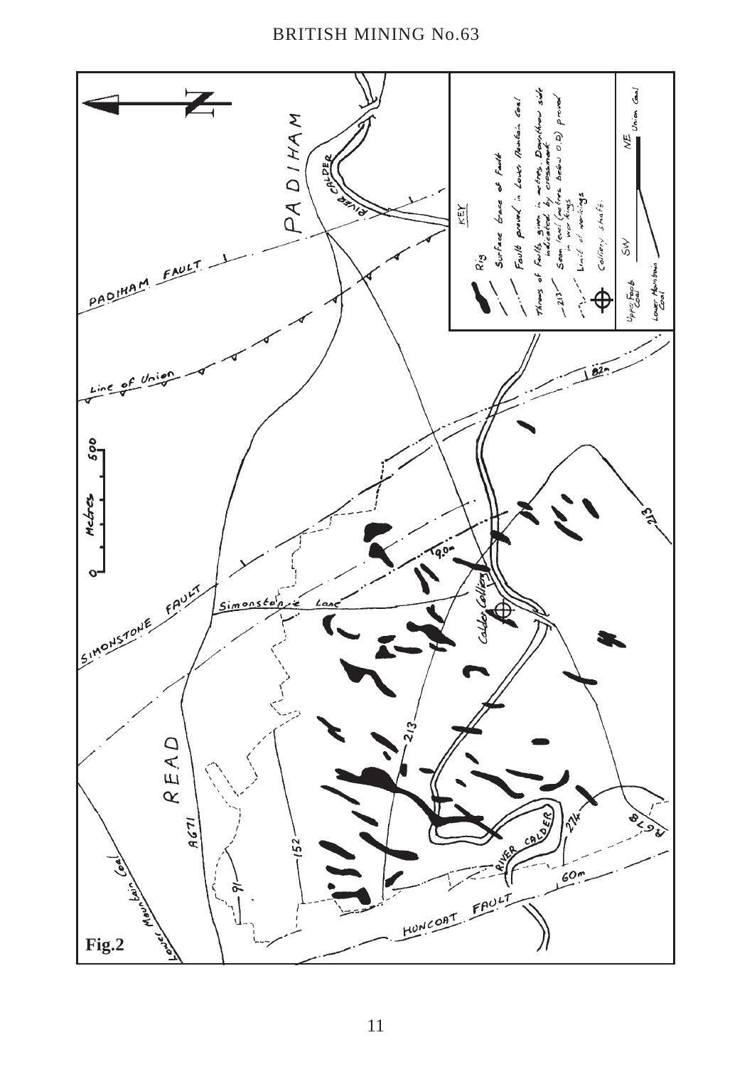**Fig.2**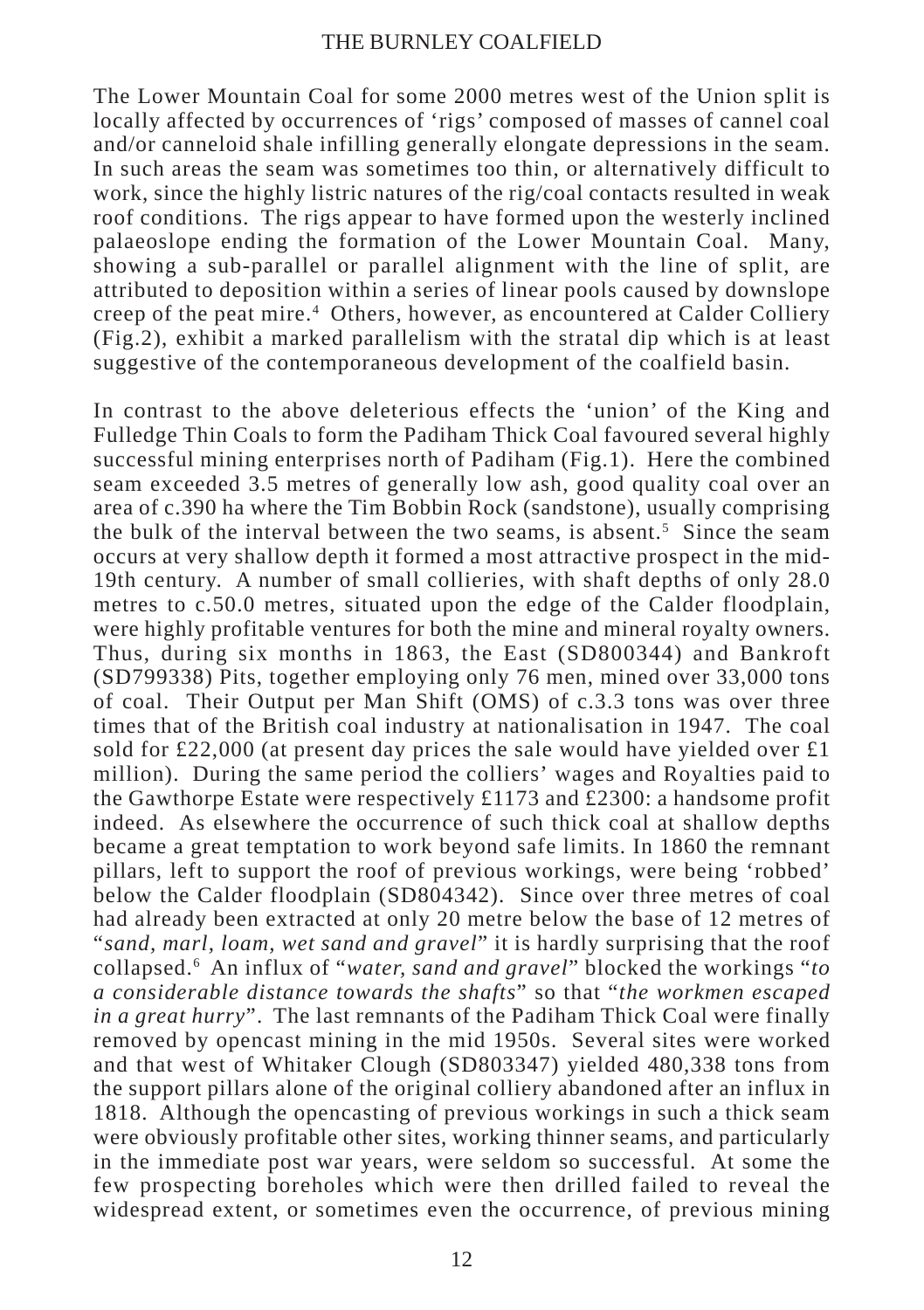The Lower Mountain Coal for some 2000 metres west of the Union split is locally affected by occurrences of 'rigs' composed of masses of cannel coal and/or canneloid shale infilling generally elongate depressions in the seam. In such areas the seam was sometimes too thin, or alternatively difficult to work, since the highly listric natures of the rig/coal contacts resulted in weak roof conditions. The rigs appear to have formed upon the westerly inclined palaeoslope ending the formation of the Lower Mountain Coal. Many, showing a sub-parallel or parallel alignment with the line of split, are attributed to deposition within a series of linear pools caused by downslope creep of the peat mire.[4] Others, however, as encountered at Calder Colliery (Fig.2), exhibit a marked parallelism with the stratal dip which is at least suggestive of the contemporaneous development of the coalfield basin.

In contrast to the above deleterious effects the 'union' of the King and Fulledge Thin Coals to form the Padiham Thick Coal favoured several highly successful mining enterprises north of Padiham (Fig.1). Here the combined seam exceeded 3.5 metres of generally low ash, good quality coal over an area of c.390 ha where the Tim Bobbin Rock (sandstone), usually comprising the bulk of the interval between the two seams, is absent.[5] Since the seam occurs at very shallow depth it formed a most attractive prospect in the mid-19th century. A number of small collieries, with shaft depths of only 28.0 metres to c.50.0 metres, situated upon the edge of the Calder floodplain, were highly profitable ventures for both the mine and mineral royalty owners. Thus, during six months in 1863, the East (SD800344) and Bankroft (SD799338) Pits, together employing only 76 men, mined over 33,000 tons of coal. Their Output per Man Shift (OMS) of c.3.3 tons was over three times that of the British coal industry at nationalisation in 1947. The coal sold for £22,000 (at present day prices the sale would have yielded over £1 million). During the same period the colliers' wages and Royalties paid to the Gawthorpe Estate were respectively £1173 and £2300: a handsome profit indeed. As elsewhere the occurrence of such thick coal at shallow depths became a great temptation to work beyond safe limits. In 1860 the remnant pillars, left to support the roof of previous workings, were being 'robbed' below the Calder floodplain (SD804342). Since over three metres of coal had already been extracted at only 20 metre below the base of 12 metres of "*sand, marl, loam, wet sand and gravel*" it is hardly surprising that the roof collapsed.[6] An influx of "*water, sand and gravel*" blocked the workings "*to a considerable distance towards the shafts*" so that "*the workmen escaped in a great hurry*". The last remnants of the Padiham Thick Coal were finally removed by opencast mining in the mid 1950s. Several sites were worked and that west of Whitaker Clough (SD803347) yielded 480,338 tons from the support pillars alone of the original colliery abandoned after an influx in 1818. Although the opencasting of previous workings in such a thick seam were obviously profitable other sites, working thinner seams, and particularly in the immediate post war years, were seldom so successful. At some the few prospecting boreholes which were then drilled failed to reveal the widespread extent, or sometimes even the occurrence, of previous mining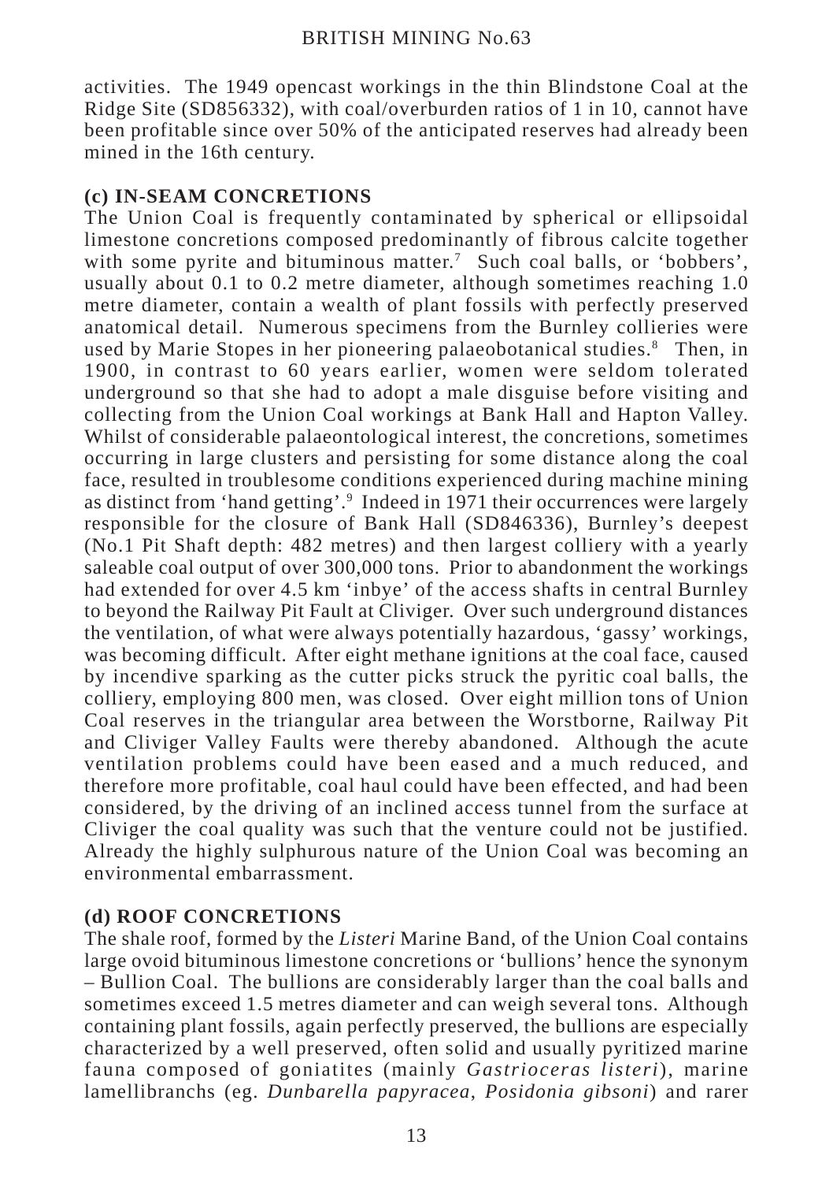activities. The 1949 opencast workings in the thin Blindstone Coal at the Ridge Site (SD856332), with coal/overburden ratios of 1 in 10, cannot have been profitable since over 50% of the anticipated reserves had already been mined in the 16th century.

## (c) IN-SEAM CONCRETIONS

The Union Coal is frequently contaminated by spherical or ellipsoidal limestone concretions composed predominantly of fibrous calcite together with some pyrite and bituminous matter.[7] Such coal balls, or 'bobbers', usually about 0.1 to 0.2 metre diameter, although sometimes reaching 1.0 metre diameter, contain a wealth of plant fossils with perfectly preserved anatomical detail. Numerous specimens from the Burnley collieries were used by Marie Stopes in her pioneering palaeobotanical studies.[8] Then, in 1900, in contrast to 60 years earlier, women were seldom tolerated underground so that she had to adopt a male disguise before visiting and collecting from the Union Coal workings at Bank Hall and Hapton Valley. Whilst of considerable palaeontological interest, the concretions, sometimes occurring in large clusters and persisting for some distance along the coal face, resulted in troublesome conditions experienced during machine mining as distinct from 'hand getting'.[9] Indeed in 1971 their occurrences were largely responsible for the closure of Bank Hall (SD846336), Burnley's deepest (No.1 Pit Shaft depth: 482 metres) and then largest colliery with a yearly saleable coal output of over 300,000 tons. Prior to abandonment the workings had extended for over 4.5 km 'inbye' of the access shafts in central Burnley to beyond the Railway Pit Fault at Cliviger. Over such underground distances the ventilation, of what were always potentially hazardous, 'gassy' workings, was becoming difficult. After eight methane ignitions at the coal face, caused by incendive sparking as the cutter picks struck the pyritic coal balls, the colliery, employing 800 men, was closed. Over eight million tons of Union Coal reserves in the triangular area between the Worstborne, Railway Pit and Cliviger Valley Faults were thereby abandoned. Although the acute ventilation problems could have been eased and a much reduced, and therefore more profitable, coal haul could have been effected, and had been considered, by the driving of an inclined access tunnel from the surface at Cliviger the coal quality was such that the venture could not be justified. Already the highly sulphurous nature of the Union Coal was becoming an environmental embarrassment.

## (d) ROOF CONCRETIONS

The shale roof, formed by the *Listeri* Marine Band, of the Union Coal contains large ovoid bituminous limestone concretions or 'bullions' hence the synonym – Bullion Coal. The bullions are considerably larger than the coal balls and sometimes exceed 1.5 metres diameter and can weigh several tons. Although containing plant fossils, again perfectly preserved, the bullions are especially characterized by a well preserved, often solid and usually pyritized marine fauna composed of goniatites (mainly *Gastrioceras listeri*), marine lamellibranchs (eg. *Dunbarella papyracea*, *Posidonia gibsoni*) and rarer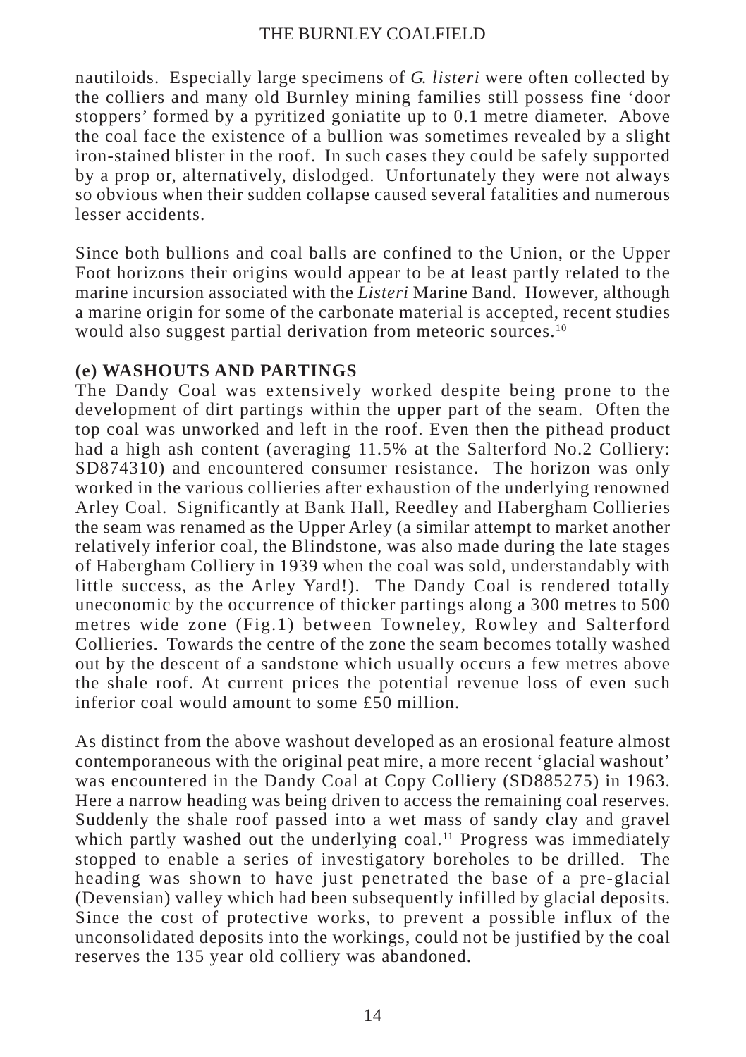nautiloids. Especially large specimens of *G. listeri* were often collected by the colliers and many old Burnley mining families still possess fine 'door stoppers' formed by a pyritized goniatite up to 0.1 metre diameter. Above the coal face the existence of a bullion was sometimes revealed by a slight iron-stained blister in the roof. In such cases they could be safely supported by a prop or, alternatively, dislodged. Unfortunately they were not always so obvious when their sudden collapse caused several fatalities and numerous lesser accidents.

Since both bullions and coal balls are confined to the Union, or the Upper Foot horizons their origins would appear to be at least partly related to the marine incursion associated with the *Listeri* Marine Band. However, although a marine origin for some of the carbonate material is accepted, recent studies would also suggest partial derivation from meteoric sources.[10]

## (e) WASHOUTS AND PARTINGS

The Dandy Coal was extensively worked despite being prone to the development of dirt partings within the upper part of the seam. Often the top coal was unworked and left in the roof. Even then the pithead product had a high ash content (averaging 11.5% at the Salterford No.2 Colliery: SD874310) and encountered consumer resistance. The horizon was only worked in the various collieries after exhaustion of the underlying renowned Arley Coal. Significantly at Bank Hall, Reedley and Habergham Collieries the seam was renamed as the Upper Arley (a similar attempt to market another relatively inferior coal, the Blindstone, was also made during the late stages of Habergham Colliery in 1939 when the coal was sold, understandably with little success, as the Arley Yard!). The Dandy Coal is rendered totally uneconomic by the occurrence of thicker partings along a 300 metres to 500 metres wide zone (Fig.1) between Towneley, Rowley and Salterford Collieries. Towards the centre of the zone the seam becomes totally washed out by the descent of a sandstone which usually occurs a few metres above the shale roof. At current prices the potential revenue loss of even such inferior coal would amount to some £50 million.

As distinct from the above washout developed as an erosional feature almost contemporaneous with the original peat mire, a more recent 'glacial washout' was encountered in the Dandy Coal at Copy Colliery (SD885275) in 1963. Here a narrow heading was being driven to access the remaining coal reserves. Suddenly the shale roof passed into a wet mass of sandy clay and gravel which partly washed out the underlying coal.[11] Progress was immediately stopped to enable a series of investigatory boreholes to be drilled. The heading was shown to have just penetrated the base of a pre-glacial (Devensian) valley which had been subsequently infilled by glacial deposits. Since the cost of protective works, to prevent a possible influx of the unconsolidated deposits into the workings, could not be justified by the coal reserves the 135 year old colliery was abandoned.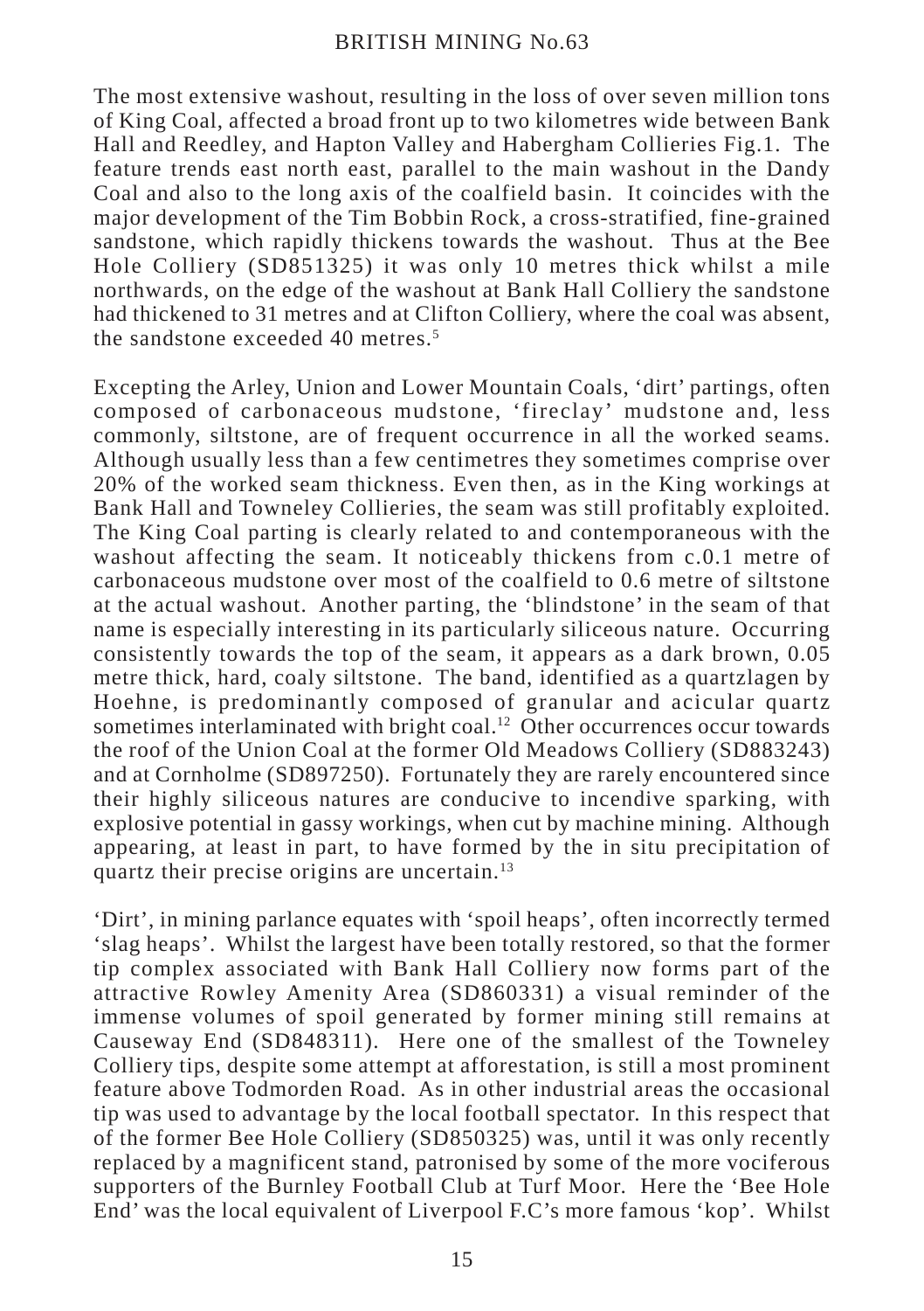The most extensive washout, resulting in the loss of over seven million tons of King Coal, affected a broad front up to two kilometres wide between Bank Hall and Reedley, and Hapton Valley and Habergham Collieries Fig.1. The feature trends east north east, parallel to the main washout in the Dandy Coal and also to the long axis of the coalfield basin. It coincides with the major development of the Tim Bobbin Rock, a cross-stratified, fine-grained sandstone, which rapidly thickens towards the washout. Thus at the Bee Hole Colliery (SD851325) it was only 10 metres thick whilst a mile northwards, on the edge of the washout at Bank Hall Colliery the sandstone had thickened to 31 metres and at Clifton Colliery, where the coal was absent, the sandstone exceeded 40 metres.[5]

Excepting the Arley, Union and Lower Mountain Coals, 'dirt' partings, often composed of carbonaceous mudstone, 'fireclay' mudstone and, less commonly, siltstone, are of frequent occurrence in all the worked seams. Although usually less than a few centimetres they sometimes comprise over 20% of the worked seam thickness. Even then, as in the King workings at Bank Hall and Towneley Collieries, the seam was still profitably exploited. The King Coal parting is clearly related to and contemporaneous with the washout affecting the seam. It noticeably thickens from c.0.1 metre of carbonaceous mudstone over most of the coalfield to 0.6 metre of siltstone at the actual washout. Another parting, the 'blindstone' in the seam of that name is especially interesting in its particularly siliceous nature. Occurring consistently towards the top of the seam, it appears as a dark brown, 0.05 metre thick, hard, coaly siltstone. The band, identified as a quartzlagen by Hoehne, is predominantly composed of granular and acicular quartz sometimes interlaminated with bright coal.[12] Other occurrences occur towards the roof of the Union Coal at the former Old Meadows Colliery (SD883243) and at Cornholme (SD897250). Fortunately they are rarely encountered since their highly siliceous natures are conducive to incendive sparking, with explosive potential in gassy workings, when cut by machine mining. Although appearing, at least in part, to have formed by the in situ precipitation of quartz their precise origins are uncertain.[13]

'Dirt', in mining parlance equates with 'spoil heaps', often incorrectly termed 'slag heaps'. Whilst the largest have been totally restored, so that the former tip complex associated with Bank Hall Colliery now forms part of the attractive Rowley Amenity Area (SD860331) a visual reminder of the immense volumes of spoil generated by former mining still remains at Causeway End (SD848311). Here one of the smallest of the Towneley Colliery tips, despite some attempt at afforestation, is still a most prominent feature above Todmorden Road. As in other industrial areas the occasional tip was used to advantage by the local football spectator. In this respect that of the former Bee Hole Colliery (SD850325) was, until it was only recently replaced by a magnificent stand, patronised by some of the more vociferous supporters of the Burnley Football Club at Turf Moor. Here the 'Bee Hole End' was the local equivalent of Liverpool F.C's more famous 'kop'. Whilst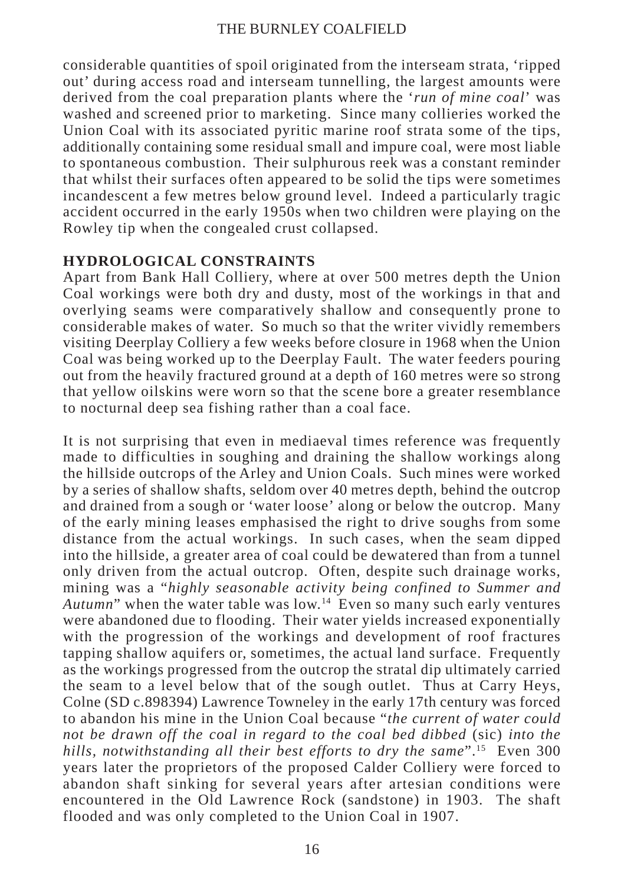considerable quantities of spoil originated from the interseam strata, 'ripped out' during access road and interseam tunnelling, the largest amounts were derived from the coal preparation plants where the '*run of mine coal*' was washed and screened prior to marketing. Since many collieries worked the Union Coal with its associated pyritic marine roof strata some of the tips, additionally containing some residual small and impure coal, were most liable to spontaneous combustion. Their sulphurous reek was a constant reminder that whilst their surfaces often appeared to be solid the tips were sometimes incandescent a few metres below ground level. Indeed a particularly tragic accident occurred in the early 1950s when two children were playing on the Rowley tip when the congealed crust collapsed.

## HYDROLOGICAL CONSTRAINTS

Apart from Bank Hall Colliery, where at over 500 metres depth the Union Coal workings were both dry and dusty, most of the workings in that and overlying seams were comparatively shallow and consequently prone to considerable makes of water. So much so that the writer vividly remembers visiting Deerplay Colliery a few weeks before closure in 1968 when the Union Coal was being worked up to the Deerplay Fault. The water feeders pouring out from the heavily fractured ground at a depth of 160 metres were so strong that yellow oilskins were worn so that the scene bore a greater resemblance to nocturnal deep sea fishing rather than a coal face.

It is not surprising that even in mediaeval times reference was frequently made to difficulties in soughing and draining the shallow workings along the hillside outcrops of the Arley and Union Coals. Such mines were worked by a series of shallow shafts, seldom over 40 metres depth, behind the outcrop and drained from a sough or 'water loose' along or below the outcrop. Many of the early mining leases emphasised the right to drive soughs from some distance from the actual workings. In such cases, when the seam dipped into the hillside, a greater area of coal could be dewatered than from a tunnel only driven from the actual outcrop. Often, despite such drainage works, mining was a "*highly seasonable activity being confined to Summer and Autumn*" when the water table was low.[14] Even so many such early ventures were abandoned due to flooding. Their water yields increased exponentially with the progression of the workings and development of roof fractures tapping shallow aquifers or, sometimes, the actual land surface. Frequently as the workings progressed from the outcrop the stratal dip ultimately carried the seam to a level below that of the sough outlet. Thus at Carry Heys, Colne (SD c.898394) Lawrence Towneley in the early 17th century was forced to abandon his mine in the Union Coal because "*the current of water could not be drawn off the coal in regard to the coal bed dibbed* (sic) *into the hills, notwithstanding all their best efforts to dry the same*".[15] Even 300 years later the proprietors of the proposed Calder Colliery were forced to abandon shaft sinking for several years after artesian conditions were encountered in the Old Lawrence Rock (sandstone) in 1903. The shaft flooded and was only completed to the Union Coal in 1907.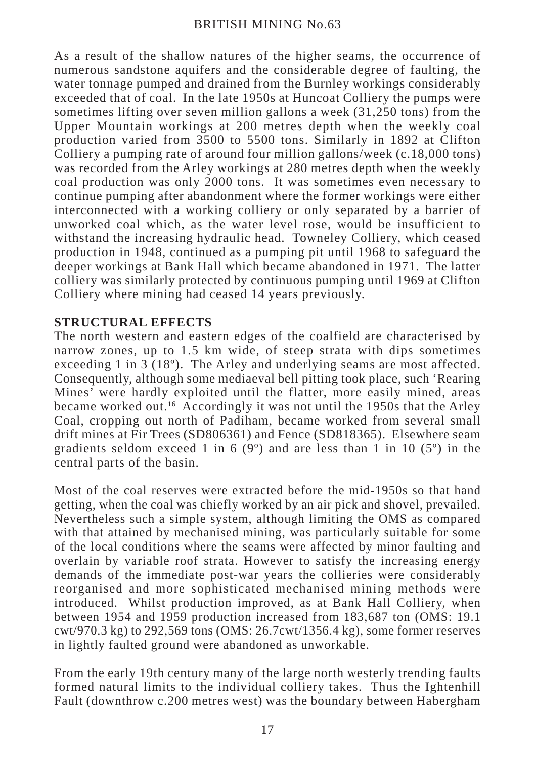As a result of the shallow natures of the higher seams, the occurrence of numerous sandstone aquifers and the considerable degree of faulting, the water tonnage pumped and drained from the Burnley workings considerably exceeded that of coal. In the late 1950s at Huncoat Colliery the pumps were sometimes lifting over seven million gallons a week (31,250 tons) from the Upper Mountain workings at 200 metres depth when the weekly coal production varied from 3500 to 5500 tons. Similarly in 1892 at Clifton Colliery a pumping rate of around four million gallons/week (c.18,000 tons) was recorded from the Arley workings at 280 metres depth when the weekly coal production was only 2000 tons. It was sometimes even necessary to continue pumping after abandonment where the former workings were either interconnected with a working colliery or only separated by a barrier of unworked coal which, as the water level rose, would be insufficient to withstand the increasing hydraulic head. Towneley Colliery, which ceased production in 1948, continued as a pumping pit until 1968 to safeguard the deeper workings at Bank Hall which became abandoned in 1971. The latter colliery was similarly protected by continuous pumping until 1969 at Clifton Colliery where mining had ceased 14 years previously.

## STRUCTURAL EFFECTS

The north western and eastern edges of the coalfield are characterised by narrow zones, up to 1.5 km wide, of steep strata with dips sometimes exceeding 1 in 3 (18º). The Arley and underlying seams are most affected. Consequently, although some mediaeval bell pitting took place, such 'Rearing Mines' were hardly exploited until the flatter, more easily mined, areas became worked out.[16] Accordingly it was not until the 1950s that the Arley Coal, cropping out north of Padiham, became worked from several small drift mines at Fir Trees (SD806361) and Fence (SD818365). Elsewhere seam gradients seldom exceed 1 in 6 (9º) and are less than 1 in 10 (5º) in the central parts of the basin.

Most of the coal reserves were extracted before the mid-1950s so that hand getting, when the coal was chiefly worked by an air pick and shovel, prevailed. Nevertheless such a simple system, although limiting the OMS as compared with that attained by mechanised mining, was particularly suitable for some of the local conditions where the seams were affected by minor faulting and overlain by variable roof strata. However to satisfy the increasing energy demands of the immediate post-war years the collieries were considerably reorganised and more sophisticated mechanised mining methods were introduced. Whilst production improved, as at Bank Hall Colliery, when between 1954 and 1959 production increased from 183,687 ton (OMS: 19.1 cwt/970.3 kg) to 292,569 tons (OMS: 26.7cwt/1356.4 kg), some former reserves in lightly faulted ground were abandoned as unworkable.

From the early 19th century many of the large north westerly trending faults formed natural limits to the individual colliery takes. Thus the Ightenhill Fault (downthrow c.200 metres west) was the boundary between Habergham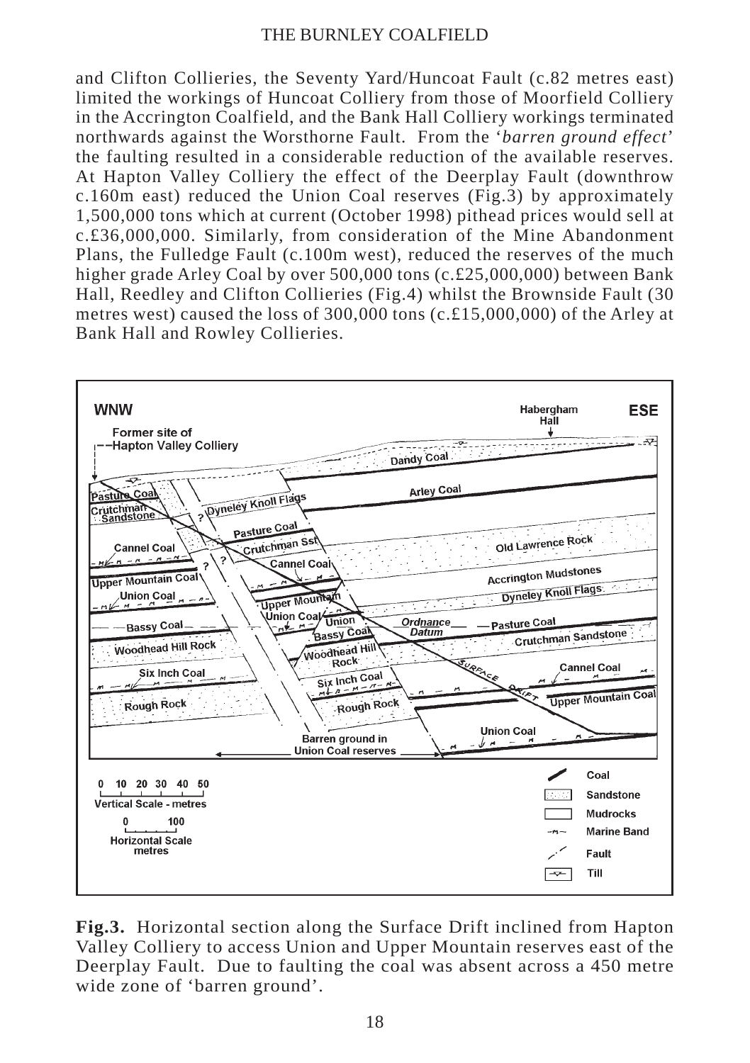and Clifton Collieries, the Seventy Yard/Huncoat Fault (c.82 metres east) limited the workings of Huncoat Colliery from those of Moorfield Colliery in the Accrington Coalfield, and the Bank Hall Colliery workings terminated northwards against the Worsthorne Fault. From the '*barren ground effect*' the faulting resulted in a considerable reduction of the available reserves. At Hapton Valley Colliery the effect of the Deerplay Fault (downthrow c.160m east) reduced the Union Coal reserves (Fig.3) by approximately 1,500,000 tons which at current (October 1998) pithead prices would sell at c.£36,000,000. Similarly, from consideration of the Mine Abandonment Plans, the Fulledge Fault (c.100m west), reduced the reserves of the much higher grade Arley Coal by over 500,000 tons (c.£25,000,000) between Bank Hall, Reedley and Clifton Collieries (Fig.4) whilst the Brownside Fault (30 metres west) caused the loss of 300,000 tons (c.£15,000,000) of the Arley at Bank Hall and Rowley Collieries.

**Fig.3.** Horizontal section along the Surface Drift inclined from Hapton Valley Colliery to access Union and Upper Mountain reserves east of the Deerplay Fault. Due to faulting the coal was absent across a 450 metre wide zone of 'barren ground'.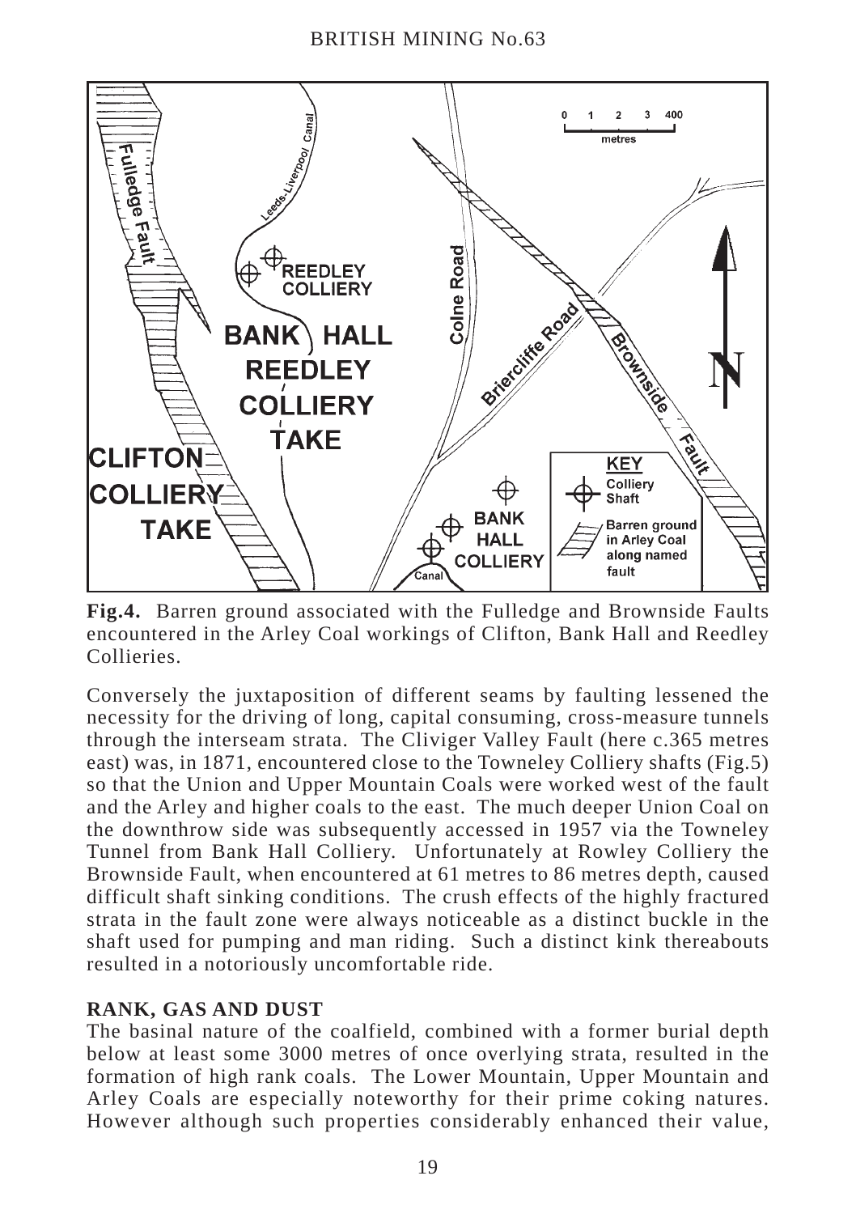**Fig.4.** Barren ground associated with the Fulledge and Brownside Faults encountered in the Arley Coal workings of Clifton, Bank Hall and Reedley Collieries.

Conversely the juxtaposition of different seams by faulting lessened the necessity for the driving of long, capital consuming, cross-measure tunnels through the interseam strata. The Cliviger Valley Fault (here c.365 metres east) was, in 1871, encountered close to the Towneley Colliery shafts (Fig.5) so that the Union and Upper Mountain Coals were worked west of the fault and the Arley and higher coals to the east. The much deeper Union Coal on the downthrow side was subsequently accessed in 1957 via the Towneley Tunnel from Bank Hall Colliery. Unfortunately at Rowley Colliery the Brownside Fault, when encountered at 61 metres to 86 metres depth, caused difficult shaft sinking conditions. The crush effects of the highly fractured strata in the fault zone were always noticeable as a distinct buckle in the shaft used for pumping and man riding. Such a distinct kink thereabouts resulted in a notoriously uncomfortable ride.

## RANK, GAS AND DUST

The basinal nature of the coalfield, combined with a former burial depth below at least some 3000 metres of once overlying strata, resulted in the formation of high rank coals. The Lower Mountain, Upper Mountain and Arley Coals are especially noteworthy for their prime coking natures. However although such properties considerably enhanced their value,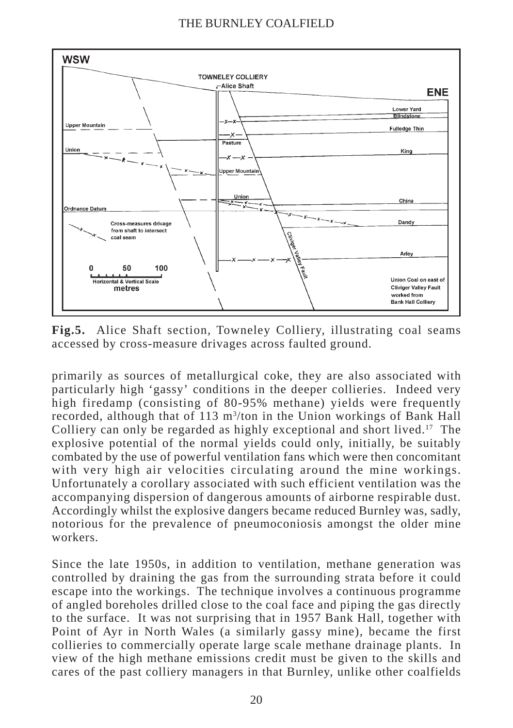**Fig.5.** Alice Shaft section, Towneley Colliery, illustrating coal seams accessed by cross-measure drivages across faulted ground.

primarily as sources of metallurgical coke, they are also associated with particularly high 'gassy' conditions in the deeper collieries. Indeed very high firedamp (consisting of 80-95% methane) yields were frequently recorded, although that of 113 $m^3$/ton in the Union workings of Bank Hall Colliery can only be regarded as highly exceptional and short lived.[17] The explosive potential of the normal yields could only, initially, be suitably combated by the use of powerful ventilation fans which were then concomitant with very high air velocities circulating around the mine workings. Unfortunately a corollary associated with such efficient ventilation was the accompanying dispersion of dangerous amounts of airborne respirable dust. Accordingly whilst the explosive dangers became reduced Burnley was, sadly, notorious for the prevalence of pneumoconiosis amongst the older mine workers.

Since the late 1950s, in addition to ventilation, methane generation was controlled by draining the gas from the surrounding strata before it could escape into the workings. The technique involves a continuous programme of angled boreholes drilled close to the coal face and piping the gas directly to the surface. It was not surprising that in 1957 Bank Hall, together with Point of Ayr in North Wales (a similarly gassy mine), became the first collieries to commercially operate large scale methane drainage plants. In view of the high methane emissions credit must be given to the skills and cares of the past colliery managers in that Burnley, unlike other coalfields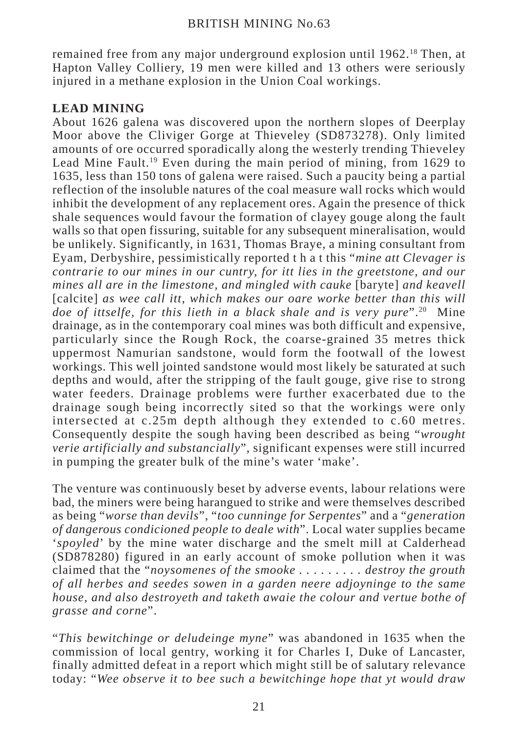remained free from any major underground explosion until 1962.[18] Then, at Hapton Valley Colliery, 19 men were killed and 13 others were seriously injured in a methane explosion in the Union Coal workings.

## LEAD MINING

About 1626 galena was discovered upon the northern slopes of Deerplay Moor above the Cliviger Gorge at Thieveley (SD873278). Only limited amounts of ore occurred sporadically along the westerly trending Thieveley Lead Mine Fault.[19] Even during the main period of mining, from 1629 to 1635, less than 150 tons of galena were raised. Such a paucity being a partial reflection of the insoluble natures of the coal measure wall rocks which would inhibit the development of any replacement ores. Again the presence of thick shale sequences would favour the formation of clayey gouge along the fault walls so that open fissuring, suitable for any subsequent mineralisation, would be unlikely. Significantly, in 1631, Thomas Braye, a mining consultant from Eyam, Derbyshire, pessimistically reported that this "*mine att Clevager is contrarie to our mines in our cuntry, for itt lies in the greetstone, and our mines all are in the limestone, and mingled with cauke* [baryte] *and keavell* [calcite] *as wee call itt, which makes our oare worke better than this will doe of ittselfe, for this lieth in a black shale and is very pure*".[20] Mine drainage, as in the contemporary coal mines was both difficult and expensive, particularly since the Rough Rock, the coarse-grained 35 metres thick uppermost Namurian sandstone, would form the footwall of the lowest workings. This well jointed sandstone would most likely be saturated at such depths and would, after the stripping of the fault gouge, give rise to strong water feeders. Drainage problems were further exacerbated due to the drainage sough being incorrectly sited so that the workings were only intersected at c.25m depth although they extended to c.60 metres. Consequently despite the sough having been described as being "*wrought verie artificially and substancially*", significant expenses were still incurred in pumping the greater bulk of the mine's water 'make'.

The venture was continuously beset by adverse events, labour relations were bad, the miners were being harangued to strike and were themselves described as being "*worse than devils*", "*too cunninge for Serpentes*" and a "*generation of dangerous condicioned people to deale with*". Local water supplies became '*spoyled*' by the mine water discharge and the smelt mill at Calderhead (SD878280) figured in an early account of smoke pollution when it was claimed that the "*noysomenes of the smooke . . . . . . . . . destroy the grouth of all herbes and seedes sowen in a garden neere adjoyninge to the same house, and also destroyeth and taketh awaie the colour and vertue bothe of grasse and corne*".

"*This bewitchinge or deludeinge myne*" was abandoned in 1635 when the commission of local gentry, working it for Charles I, Duke of Lancaster, finally admitted defeat in a report which might still be of salutary relevance today: "*Wee observe it to bee such a bewitchinge hope that yt would draw*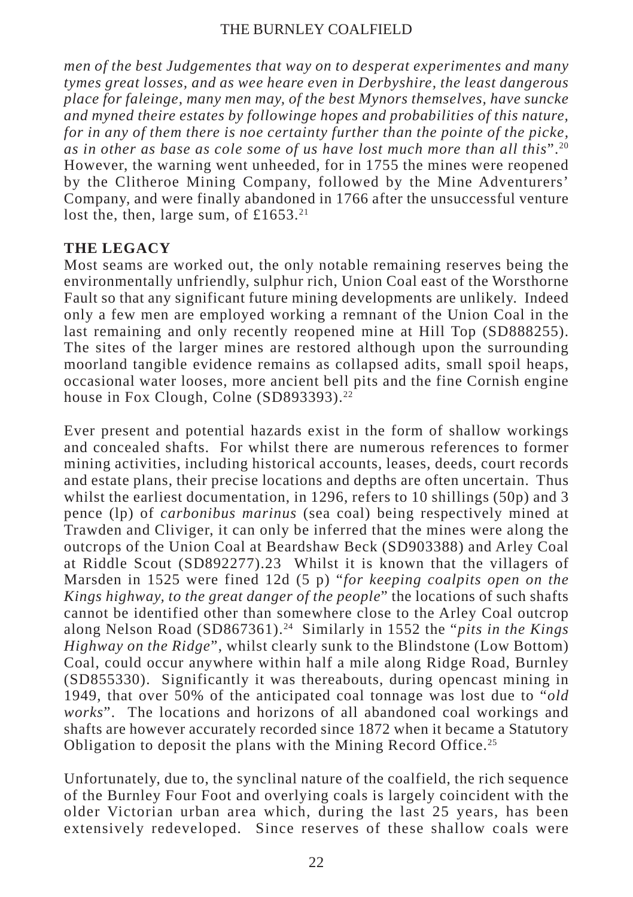*men of the best Judgementes that way on to desperat experimentes and many tymes great losses, and as wee heare even in Derbyshire, the least dangerous place for faleinge, many men may, of the best Mynors themselves, have suncke and myned theire estates by followinge hopes and probabilities of this nature, for in any of them there is noe certainty further than the pointe of the picke, as in other as base as cole some of us have lost much more than all this*".[20] However, the warning went unheeded, for in 1755 the mines were reopened by the Clitheroe Mining Company, followed by the Mine Adventurers' Company, and were finally abandoned in 1766 after the unsuccessful venture lost the, then, large sum, of £1653.[21]

## THE LEGACY

Most seams are worked out, the only notable remaining reserves being the environmentally unfriendly, sulphur rich, Union Coal east of the Worsthorne Fault so that any significant future mining developments are unlikely. Indeed only a few men are employed working a remnant of the Union Coal in the last remaining and only recently reopened mine at Hill Top (SD888255). The sites of the larger mines are restored although upon the surrounding moorland tangible evidence remains as collapsed adits, small spoil heaps, occasional water looses, more ancient bell pits and the fine Cornish engine house in Fox Clough, Colne (SD893393).[22]

Ever present and potential hazards exist in the form of shallow workings and concealed shafts. For whilst there are numerous references to former mining activities, including historical accounts, leases, deeds, court records and estate plans, their precise locations and depths are often uncertain. Thus whilst the earliest documentation, in 1296, refers to 10 shillings (50p) and 3 pence (lp) of *carbonibus marinus* (sea coal) being respectively mined at Trawden and Cliviger, it can only be inferred that the mines were along the outcrops of the Union Coal at Beardshaw Beck (SD903388) and Arley Coal at Riddle Scout (SD892277).23 Whilst it is known that the villagers of Marsden in 1525 were fined 12d (5 p) "*for keeping coalpits open on the Kings highway, to the great danger of the people*" the locations of such shafts cannot be identified other than somewhere close to the Arley Coal outcrop along Nelson Road (SD867361).[24] Similarly in 1552 the "*pits in the Kings Highway on the Ridge*", whilst clearly sunk to the Blindstone (Low Bottom) Coal, could occur anywhere within half a mile along Ridge Road, Burnley (SD855330). Significantly it was thereabouts, during opencast mining in 1949, that over 50% of the anticipated coal tonnage was lost due to "*old works*". The locations and horizons of all abandoned coal workings and shafts are however accurately recorded since 1872 when it became a Statutory Obligation to deposit the plans with the Mining Record Office.[25]

Unfortunately, due to, the synclinal nature of the coalfield, the rich sequence of the Burnley Four Foot and overlying coals is largely coincident with the older Victorian urban area which, during the last 25 years, has been extensively redeveloped. Since reserves of these shallow coals were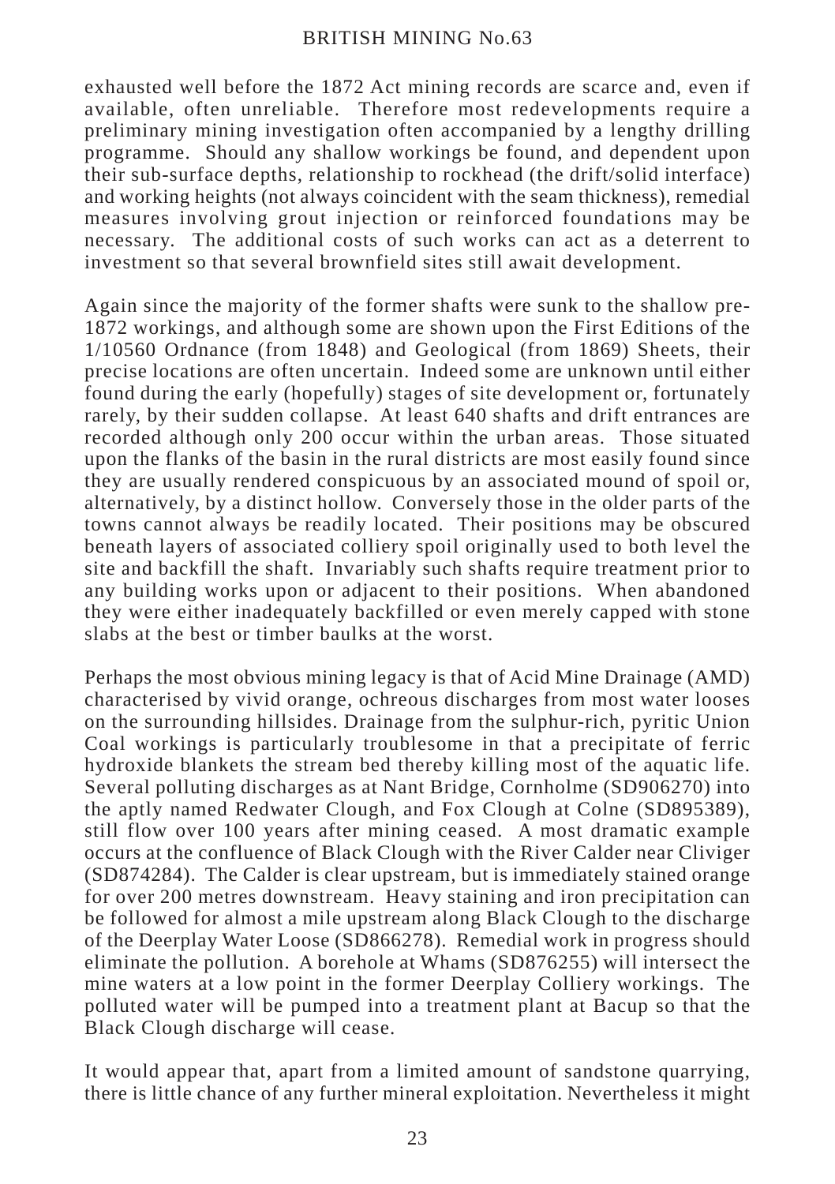exhausted well before the 1872 Act mining records are scarce and, even if available, often unreliable. Therefore most redevelopments require a preliminary mining investigation often accompanied by a lengthy drilling programme. Should any shallow workings be found, and dependent upon their sub-surface depths, relationship to rockhead (the drift/solid interface) and working heights (not always coincident with the seam thickness), remedial measures involving grout injection or reinforced foundations may be necessary. The additional costs of such works can act as a deterrent to investment so that several brownfield sites still await development.

Again since the majority of the former shafts were sunk to the shallow pre-1872 workings, and although some are shown upon the First Editions of the 1/10560 Ordnance (from 1848) and Geological (from 1869) Sheets, their precise locations are often uncertain. Indeed some are unknown until either found during the early (hopefully) stages of site development or, fortunately rarely, by their sudden collapse. At least 640 shafts and drift entrances are recorded although only 200 occur within the urban areas. Those situated upon the flanks of the basin in the rural districts are most easily found since they are usually rendered conspicuous by an associated mound of spoil or, alternatively, by a distinct hollow. Conversely those in the older parts of the towns cannot always be readily located. Their positions may be obscured beneath layers of associated colliery spoil originally used to both level the site and backfill the shaft. Invariably such shafts require treatment prior to any building works upon or adjacent to their positions. When abandoned they were either inadequately backfilled or even merely capped with stone slabs at the best or timber baulks at the worst.

Perhaps the most obvious mining legacy is that of Acid Mine Drainage (AMD) characterised by vivid orange, ochreous discharges from most water looses on the surrounding hillsides. Drainage from the sulphur-rich, pyritic Union Coal workings is particularly troublesome in that a precipitate of ferric hydroxide blankets the stream bed thereby killing most of the aquatic life. Several polluting discharges as at Nant Bridge, Cornholme (SD906270) into the aptly named Redwater Clough, and Fox Clough at Colne (SD895389), still flow over 100 years after mining ceased. A most dramatic example occurs at the confluence of Black Clough with the River Calder near Cliviger (SD874284). The Calder is clear upstream, but is immediately stained orange for over 200 metres downstream. Heavy staining and iron precipitation can be followed for almost a mile upstream along Black Clough to the discharge of the Deerplay Water Loose (SD866278). Remedial work in progress should eliminate the pollution. A borehole at Whams (SD876255) will intersect the mine waters at a low point in the former Deerplay Colliery workings. The polluted water will be pumped into a treatment plant at Bacup so that the Black Clough discharge will cease.

It would appear that, apart from a limited amount of sandstone quarrying, there is little chance of any further mineral exploitation. Nevertheless it might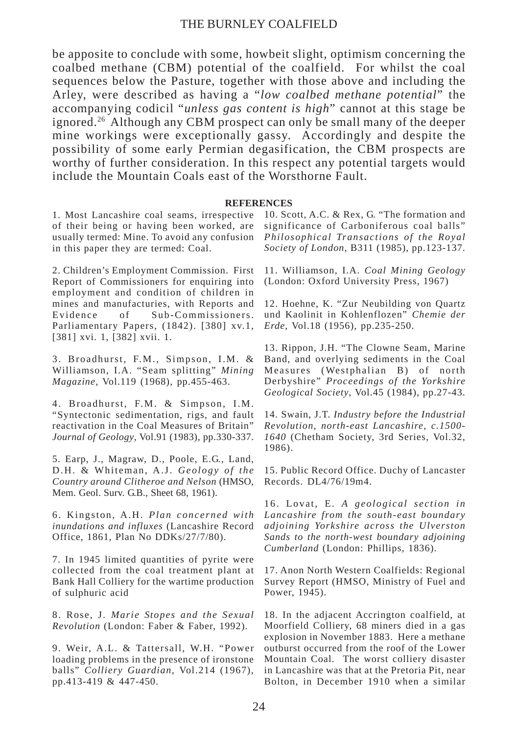be apposite to conclude with some, howbeit slight, optimism concerning the coalbed methane (CBM) potential of the coalfield. For whilst the coal sequences below the Pasture, together with those above and including the Arley, were described as having a "*low coalbed methane potential*" the accompanying codicil "*unless gas content is high*" cannot at this stage be ignored.[26] Although any CBM prospect can only be small many of the deeper mine workings were exceptionally gassy. Accordingly and despite the possibility of some early Permian degasification, the CBM prospects are worthy of further consideration. In this respect any potential targets would include the Mountain Coals east of the Worsthorne Fault.

## REFERENCES

1. Most Lancashire coal seams, irrespective of their being or having been worked, are usually termed: Mine. To avoid any confusion in this paper they are termed: Coal.

2. Children's Employment Commission. First Report of Commissioners for enquiring into employment and condition of children in mines and manufacturies, with Reports and Evidence of Sub-Commissioners. Parliamentary Papers, (1842). [380] xv.1, [381] xvi. 1, [382] xvii. 1.

3. Broadhurst, F.M., Simpson, I.M. & Williamson, I.A. "Seam splitting" *Mining Magazine*, Vol.119 (1968), pp.455-463.

4. Broadhurst, F.M. & Simpson, I.M. "Syntectonic sedimentation, rigs, and fault reactivation in the Coal Measures of Britain" *Journal of Geology*, Vol.91 (1983), pp.330-337.

5. Earp, J., Magraw, D., Poole, E.G., Land, D.H. & Whiteman, A.J. *Geology of the Country around Clitheroe and Nelson* (HMSO, Mem. Geol. Surv. G.B., Sheet 68, 1961).

6. Kingston, A.H. *Plan concerned with inundations and influxes* (Lancashire Record Office, 1861, Plan No DDKs/27/7/80).

7. In 1945 limited quantities of pyrite were collected from the coal treatment plant at Bank Hall Colliery for the wartime production of sulphuric acid

8. Rose, J. *Marie Stopes and the Sexual Revolution* (London: Faber & Faber, 1992).

9. Weir, A.L. & Tattersall, W.H. "Power loading problems in the presence of ironstone balls" *Colliery Guardian*, Vol.214 (1967), pp.413-419 & 447-450.

10. Scott, A.C. & Rex, G. "The formation and significance of Carboniferous coal balls" *Philosophical Transactions of the Royal Society of London*, B311 (1985), pp.123-137.

11. Williamson, I.A. *Coal Mining Geology* (London: Oxford University Press, 1967)

12. Hoehne, K. "Zur Neubilding von Quartz und Kaolinit in Kohlenflozen" *Chemie der Erde*, Vol.18 (1956), pp.235-250.

13. Rippon, J.H. "The Clowne Seam, Marine Band, and overlying sediments in the Coal Measures (Westphalian B) of north Derbyshire" *Proceedings of the Yorkshire Geological Society*, Vol.45 (1984), pp.27-43.

14. Swain, J.T. *Industry before the Industrial Revolution, north-east Lancashire, c.1500-1640* (Chetham Society, 3rd Series, Vol.32, 1986).

15. Public Record Office. Duchy of Lancaster Records. DL4/76/19m4.

16. Lovat, E. *A geological section in Lancashire from the south-east boundary adjoining Yorkshire across the Ulverston Sands to the north-west boundary adjoining Cumberland* (London: Phillips, 1836).

17. Anon North Western Coalfields: Regional Survey Report (HMSO, Ministry of Fuel and Power, 1945).

18. In the adjacent Accrington coalfield, at Moorfield Colliery, 68 miners died in a gas explosion in November 1883. Here a methane outburst occurred from the roof of the Lower Mountain Coal. The worst colliery disaster in Lancashire was that at the Pretoria Pit, near Bolton, in December 1910 when a similar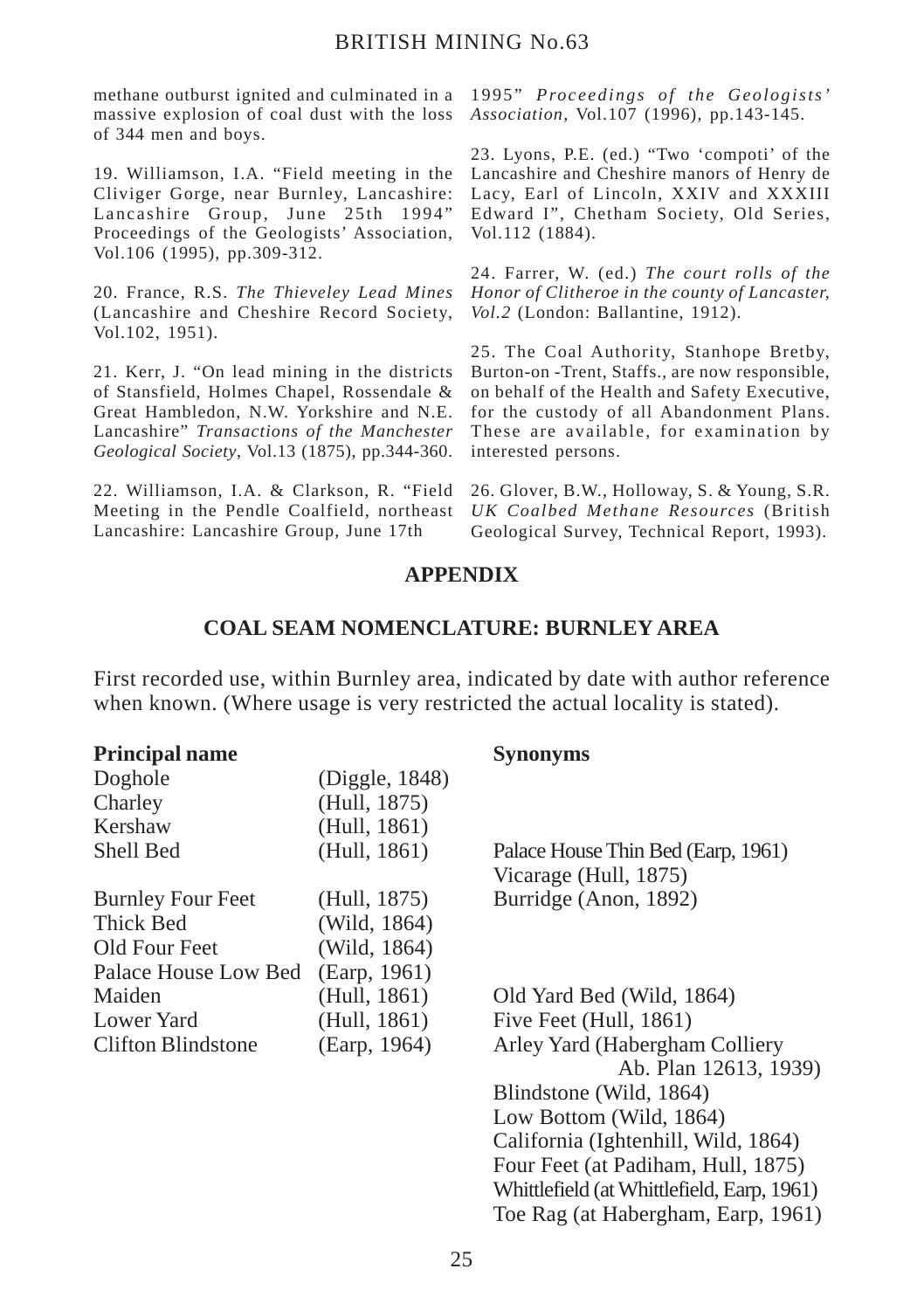methane outburst ignited and culminated in a massive explosion of coal dust with the loss of 344 men and boys.

19. Williamson, I.A. "Field meeting in the Cliviger Gorge, near Burnley, Lancashire: Lancashire Group, June 25th 1994" Proceedings of the Geologists' Association, Vol.106 (1995), pp.309-312.

20. France, R.S. *The Thieveley Lead Mines* (Lancashire and Cheshire Record Society, Vol.102, 1951).

21. Kerr, J. "On lead mining in the districts of Stansfield, Holmes Chapel, Rossendale & Great Hambledon, N.W. Yorkshire and N.E. Lancashire" *Transactions of the Manchester Geological Society*, Vol.13 (1875), pp.344-360.

22. Williamson, I.A. & Clarkson, R. "Field Meeting in the Pendle Coalfield, northeast Lancashire: Lancashire Group, June 17th 1995" *Proceedings of the Geologists' Association*, Vol.107 (1996), pp.143-145.

23. Lyons, P.E. (ed.) "Two 'compoti' of the Lancashire and Cheshire manors of Henry de Lacy, Earl of Lincoln, XXIV and XXXIII Edward I", Chetham Society, Old Series, Vol.112 (1884).

24. Farrer, W. (ed.) *The court rolls of the Honor of Clitheroe in the county of Lancaster, Vol.2* (London: Ballantine, 1912).

25. The Coal Authority, Stanhope Bretby, Burton-on -Trent, Staffs., are now responsible, on behalf of the Health and Safety Executive, for the custody of all Abandonment Plans. These are available, for examination by interested persons.

26. Glover, B.W., Holloway, S. & Young, S.R. *UK Coalbed Methane Resources* (British Geological Survey, Technical Report, 1993).

## APPENDIX

### COAL SEAM NOMENCLATURE: BURNLEY AREA

First recorded use, within Burnley area, indicated by date with author reference when known. (Where usage is very restricted the actual locality is stated).

| Principal name | | Synonyms |
|---|---|---|
| Doghole | (Diggle, 1848) | |
| Charley | (Hull, 1875) | |
| Kershaw | (Hull, 1861) | |
| Shell Bed | (Hull, 1861) | Palace House Thin Bed (Earp, 1961)<br>Vicarage (Hull, 1875) |
| Burnley Four Feet | (Hull, 1875) | Burridge (Anon, 1892) |
| Thick Bed | (Wild, 1864) | |
| Old Four Feet | (Wild, 1864) | |
| Palace House Low Bed | (Earp, 1961) | |
| Maiden | (Hull, 1861) | Old Yard Bed (Wild, 1864) |
| Lower Yard | (Hull, 1861) | Five Feet (Hull, 1861) |
| Clifton Blindstone | (Earp, 1964) | Arley Yard (Habergham Colliery Ab. Plan 12613, 1939)<br>Blindstone (Wild, 1864)<br>Low Bottom (Wild, 1864)<br>California (Ightenhill, Wild, 1864)<br>Four Feet (at Padiham, Hull, 1875)<br>Whittlefield (at Whittlefield, Earp, 1961)<br>Toe Rag (at Habergham, Earp, 1961) |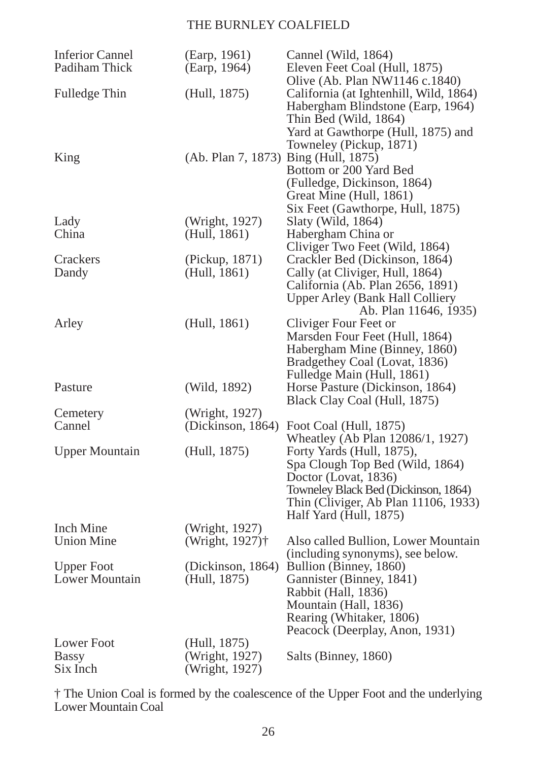| | | |
|---|---|---|
| Inferior Cannel | (Earp, 1961) | Cannel (Wild, 1864) |
| Padiham Thick | (Earp, 1964) | Eleven Feet Coal (Hull, 1875)<br>Olive (Ab. Plan NW1146 c.1840) |
| Fulledge Thin | (Hull, 1875) | California (at Ightenhill, Wild, 1864)<br>Habergham Blindstone (Earp, 1964)<br>Thin Bed (Wild, 1864)<br>Yard at Gawthorpe (Hull, 1875) and<br>Towneley (Pickup, 1871) |
| King | (Ab. Plan 7, 1873) | Bing (Hull, 1875)<br>Bottom or 200 Yard Bed<br>(Fulledge, Dickinson, 1864)<br>Great Mine (Hull, 1861)<br>Six Feet (Gawthorpe, Hull, 1875) |
| Lady | (Wright, 1927) | Slaty (Wild, 1864) |
| China | (Hull, 1861) | Habergham China or<br>Cliviger Two Feet (Wild, 1864) |
| Crackers | (Pickup, 1871) | Crackler Bed (Dickinson, 1864) |
| Dandy | (Hull, 1861) | Cally (at Cliviger, Hull, 1864)<br>California (Ab. Plan 2656, 1891)<br>Upper Arley (Bank Hall Colliery<br>Ab. Plan 11646, 1935) |
| Arley | (Hull, 1861) | Cliviger Four Feet or<br>Marsden Four Feet (Hull, 1864)<br>Habergham Mine (Binney, 1860)<br>Bradgethey Coal (Lovat, 1836)<br>Fulledge Main (Hull, 1861) |
| Pasture | (Wild, 1892) | Horse Pasture (Dickinson, 1864)<br>Black Clay Coal (Hull, 1875) |
| Cemetery | (Wright, 1927) | |
| Cannel | (Dickinson, 1864) | Foot Coal (Hull, 1875)<br>Wheatley (Ab Plan 12086/1, 1927) |
| Upper Mountain | (Hull, 1875) | Forty Yards (Hull, 1875),<br>Spa Clough Top Bed (Wild, 1864)<br>Doctor (Lovat, 1836)<br>Towneley Black Bed (Dickinson, 1864)<br>Thin (Cliviger, Ab Plan 11106, 1933)<br>Half Yard (Hull, 1875) |
| Inch Mine | (Wright, 1927) | |
| Union Mine | (Wright, 1927)† | Also called Bullion, Lower Mountain<br>(including synonyms), see below. |
| Upper Foot | (Dickinson, 1864) | Bullion (Binney, 1860) |
| Lower Mountain | (Hull, 1875) | Gannister (Binney, 1841)<br>Rabbit (Hall, 1836)<br>Mountain (Hall, 1836)<br>Rearing (Whitaker, 1806)<br>Peacock (Deerplay, Anon, 1931) |
| Lower Foot | (Hull, 1875) | |
| Bassy | (Wright, 1927) | Salts (Binney, 1860) |
| Six Inch | (Wright, 1927) | |

† The Union Coal is formed by the coalescence of the Upper Foot and the underlying Lower Mountain Coal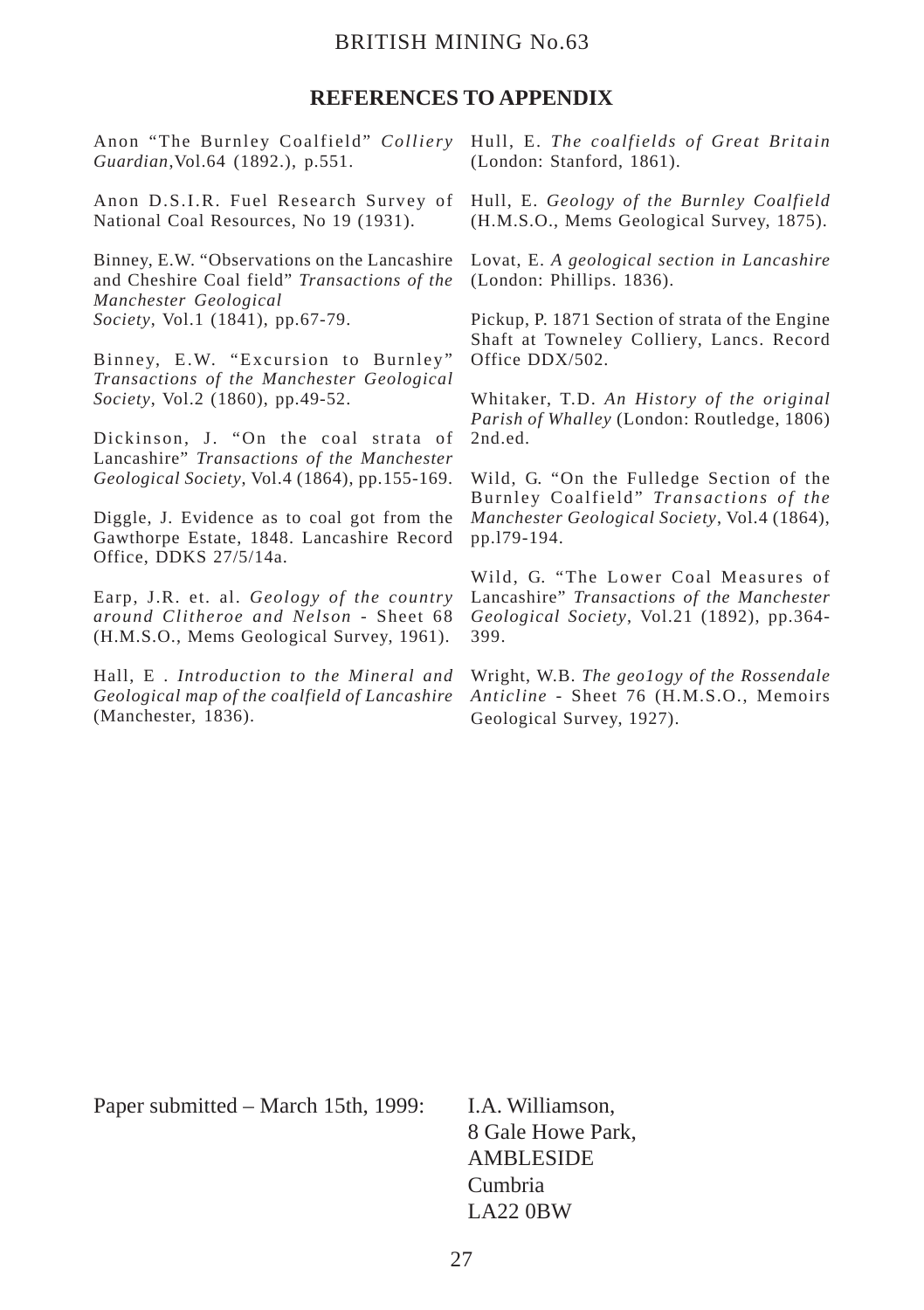## REFERENCES TO APPENDIX

Anon "The Burnley Coalfield" *Colliery Guardian*,Vol.64 (1892.), p.551.

Anon D.S.I.R. Fuel Research Survey of National Coal Resources, No 19 (1931).

Binney, E.W. "Observations on the Lancashire and Cheshire Coal field" *Transactions of the Manchester Geological Society*, Vol.1 (1841), pp.67-79.

Binney, E.W. "Excursion to Burnley" *Transactions of the Manchester Geological Society*, Vol.2 (1860), pp.49-52.

Dickinson, J. "On the coal strata of Lancashire" *Transactions of the Manchester Geological Society*, Vol.4 (1864), pp.155-169.

Diggle, J. Evidence as to coal got from the Gawthorpe Estate, 1848. Lancashire Record Office, DDKS 27/5/14a.

Earp, J.R. et. al. *Geology of the country around Clitheroe and Nelson* - Sheet 68 (H.M.S.O., Mems Geological Survey, 1961).

Hall, E . *Introduction to the Mineral and Geological map of the coalfield of Lancashire* (Manchester, 1836).

Hull, E. *The coalfields of Great Britain* (London: Stanford, 1861).

Hull, E. *Geology of the Burnley Coalfield* (H.M.S.O., Mems Geological Survey, 1875).

Lovat, E. *A geological section in Lancashire* (London: Phillips. 1836).

Pickup, P. 1871 Section of strata of the Engine Shaft at Towneley Colliery, Lancs. Record Office DDX/502.

Whitaker, T.D. *An History of the original Parish of Whalley* (London: Routledge, 1806) 2nd.ed.

Wild, G. "On the Fulledge Section of the Burnley Coalfield" *Transactions of the Manchester Geological Society*, Vol.4 (1864), pp.l79-194.

Wild, G. "The Lower Coal Measures of Lancashire" *Transactions of the Manchester Geological Society*, Vol.21 (1892), pp.364-399.

Wright, W.B. *The geo1ogy of the Rossendale Anticline* - Sheet 76 (H.M.S.O., Memoirs Geological Survey, 1927).

Paper submitted – March 15th, 1999:

I.A. Williamson,
8 Gale Howe Park,
AMBLESIDE
Cumbria
LA22 0BW